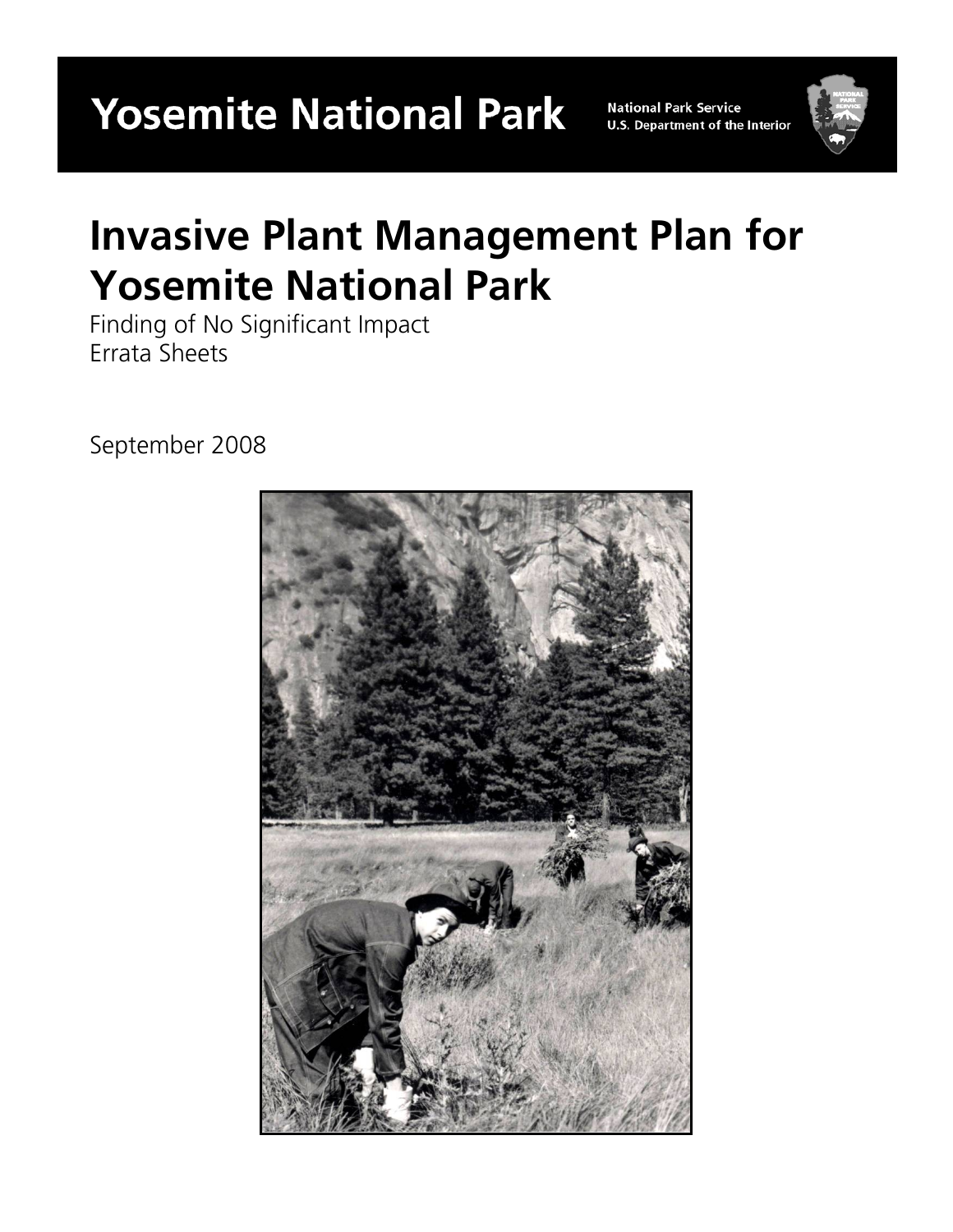# Yosemite National Park

National Park Service
U.S. Department of the Interior

# Invasive Plant Management Plan for Yosemite National Park

Finding of No Significant Impact
Errata Sheets

September 2008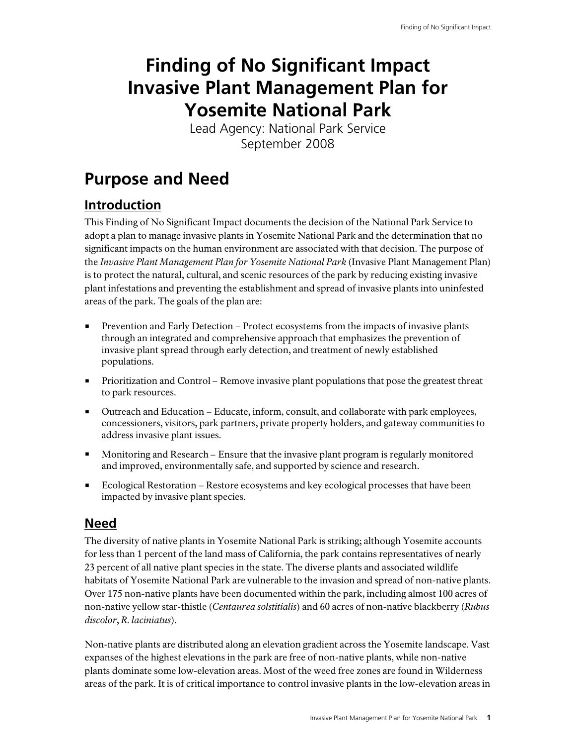# Finding of No Significant Impact Invasive Plant Management Plan for Yosemite National Park

Lead Agency: National Park Service
September 2008

# Purpose and Need

## Introduction

This Finding of No Significant Impact documents the decision of the National Park Service to adopt a plan to manage invasive plants in Yosemite National Park and the determination that no significant impacts on the human environment are associated with that decision. The purpose of the *Invasive Plant Management Plan for Yosemite National Park* (Invasive Plant Management Plan) is to protect the natural, cultural, and scenic resources of the park by reducing existing invasive plant infestations and preventing the establishment and spread of invasive plants into uninfested areas of the park. The goals of the plan are:

- Prevention and Early Detection – Protect ecosystems from the impacts of invasive plants through an integrated and comprehensive approach that emphasizes the prevention of invasive plant spread through early detection, and treatment of newly established populations.
- Prioritization and Control – Remove invasive plant populations that pose the greatest threat to park resources.
- Outreach and Education – Educate, inform, consult, and collaborate with park employees, concessioners, visitors, park partners, private property holders, and gateway communities to address invasive plant issues.
- Monitoring and Research – Ensure that the invasive plant program is regularly monitored and improved, environmentally safe, and supported by science and research.
- Ecological Restoration – Restore ecosystems and key ecological processes that have been impacted by invasive plant species.

## Need

The diversity of native plants in Yosemite National Park is striking; although Yosemite accounts for less than 1 percent of the land mass of California, the park contains representatives of nearly 23 percent of all native plant species in the state. The diverse plants and associated wildlife habitats of Yosemite National Park are vulnerable to the invasion and spread of non-native plants. Over 175 non-native plants have been documented within the park, including almost 100 acres of non-native yellow star-thistle (*Centaurea solstitialis*) and 60 acres of non-native blackberry (*Rubus discolor*, *R. laciniatus*).

Non-native plants are distributed along an elevation gradient across the Yosemite landscape. Vast expanses of the highest elevations in the park are free of non-native plants, while non-native plants dominate some low-elevation areas. Most of the weed free zones are found in Wilderness areas of the park. It is of critical importance to control invasive plants in the low-elevation areas in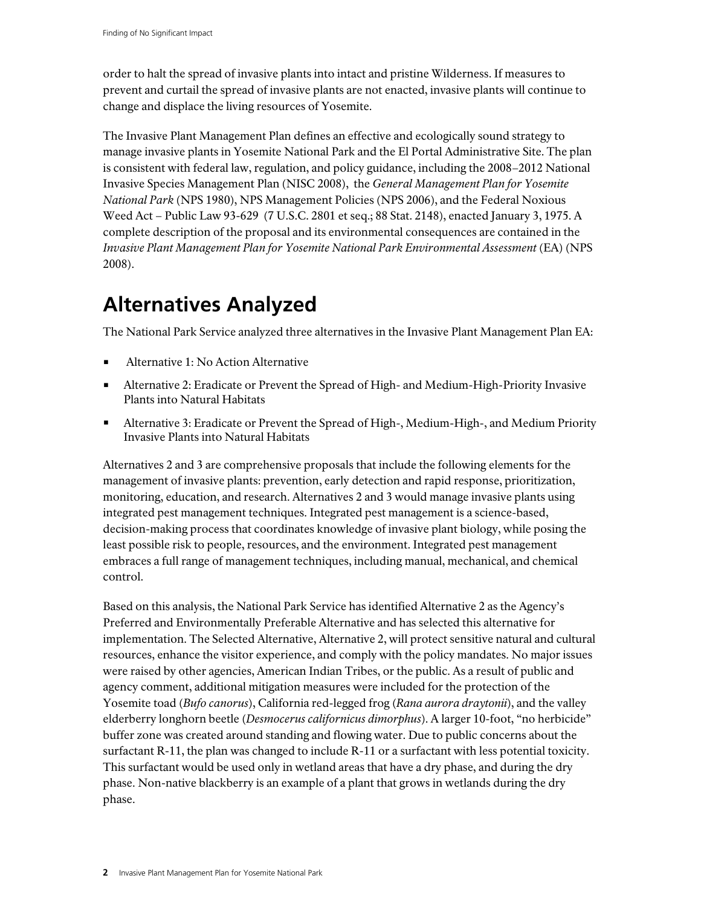order to halt the spread of invasive plants into intact and pristine Wilderness. If measures to prevent and curtail the spread of invasive plants are not enacted, invasive plants will continue to change and displace the living resources of Yosemite.

The Invasive Plant Management Plan defines an effective and ecologically sound strategy to manage invasive plants in Yosemite National Park and the El Portal Administrative Site. The plan is consistent with federal law, regulation, and policy guidance, including the 2008–2012 National Invasive Species Management Plan (NISC 2008), the *General Management Plan for Yosemite National Park* (NPS 1980), NPS Management Policies (NPS 2006), and the Federal Noxious Weed Act – Public Law 93-629 (7 U.S.C. 2801 et seq.; 88 Stat. 2148), enacted January 3, 1975. A complete description of the proposal and its environmental consequences are contained in the *Invasive Plant Management Plan for Yosemite National Park Environmental Assessment* (EA) (NPS 2008).

# Alternatives Analyzed

The National Park Service analyzed three alternatives in the Invasive Plant Management Plan EA:

- Alternative 1: No Action Alternative
- Alternative 2: Eradicate or Prevent the Spread of High- and Medium-High-Priority Invasive Plants into Natural Habitats
- Alternative 3: Eradicate or Prevent the Spread of High-, Medium-High-, and Medium Priority Invasive Plants into Natural Habitats

Alternatives 2 and 3 are comprehensive proposals that include the following elements for the management of invasive plants: prevention, early detection and rapid response, prioritization, monitoring, education, and research. Alternatives 2 and 3 would manage invasive plants using integrated pest management techniques. Integrated pest management is a science-based, decision-making process that coordinates knowledge of invasive plant biology, while posing the least possible risk to people, resources, and the environment. Integrated pest management embraces a full range of management techniques, including manual, mechanical, and chemical control.

Based on this analysis, the National Park Service has identified Alternative 2 as the Agency's Preferred and Environmentally Preferable Alternative and has selected this alternative for implementation. The Selected Alternative, Alternative 2, will protect sensitive natural and cultural resources, enhance the visitor experience, and comply with the policy mandates. No major issues were raised by other agencies, American Indian Tribes, or the public. As a result of public and agency comment, additional mitigation measures were included for the protection of the Yosemite toad (*Bufo canorus*), California red-legged frog (*Rana aurora draytonii*), and the valley elderberry longhorn beetle (*Desmocerus californicus dimorphus*). A larger 10-foot, "no herbicide" buffer zone was created around standing and flowing water. Due to public concerns about the surfactant R-11, the plan was changed to include R-11 or a surfactant with less potential toxicity. This surfactant would be used only in wetland areas that have a dry phase, and during the dry phase. Non-native blackberry is an example of a plant that grows in wetlands during the dry phase.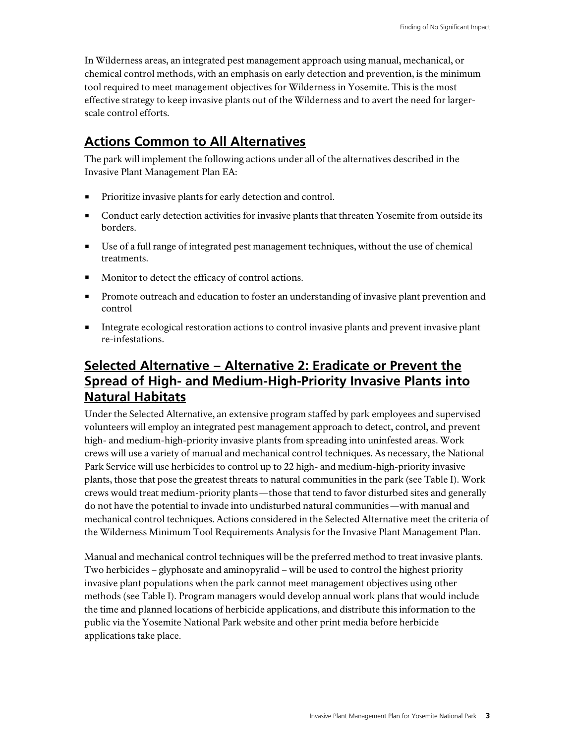In Wilderness areas, an integrated pest management approach using manual, mechanical, or chemical control methods, with an emphasis on early detection and prevention, is the minimum tool required to meet management objectives for Wilderness in Yosemite. This is the most effective strategy to keep invasive plants out of the Wilderness and to avert the need for larger-scale control efforts.

## Actions Common to All Alternatives

The park will implement the following actions under all of the alternatives described in the Invasive Plant Management Plan EA:

- Prioritize invasive plants for early detection and control.
- Conduct early detection activities for invasive plants that threaten Yosemite from outside its borders.
- Use of a full range of integrated pest management techniques, without the use of chemical treatments.
- Monitor to detect the efficacy of control actions.
- Promote outreach and education to foster an understanding of invasive plant prevention and control
- Integrate ecological restoration actions to control invasive plants and prevent invasive plant re-infestations.

## Selected Alternative – Alternative 2: Eradicate or Prevent the Spread of High- and Medium-High-Priority Invasive Plants into Natural Habitats

Under the Selected Alternative, an extensive program staffed by park employees and supervised volunteers will employ an integrated pest management approach to detect, control, and prevent high- and medium-high-priority invasive plants from spreading into uninfested areas. Work crews will use a variety of manual and mechanical control techniques. As necessary, the National Park Service will use herbicides to control up to 22 high- and medium-high-priority invasive plants, those that pose the greatest threats to natural communities in the park (see Table I). Work crews would treat medium-priority plants—those that tend to favor disturbed sites and generally do not have the potential to invade into undisturbed natural communities—with manual and mechanical control techniques. Actions considered in the Selected Alternative meet the criteria of the Wilderness Minimum Tool Requirements Analysis for the Invasive Plant Management Plan.

Manual and mechanical control techniques will be the preferred method to treat invasive plants. Two herbicides – glyphosate and aminopyralid – will be used to control the highest priority invasive plant populations when the park cannot meet management objectives using other methods (see Table I). Program managers would develop annual work plans that would include the time and planned locations of herbicide applications, and distribute this information to the public via the Yosemite National Park website and other print media before herbicide applications take place.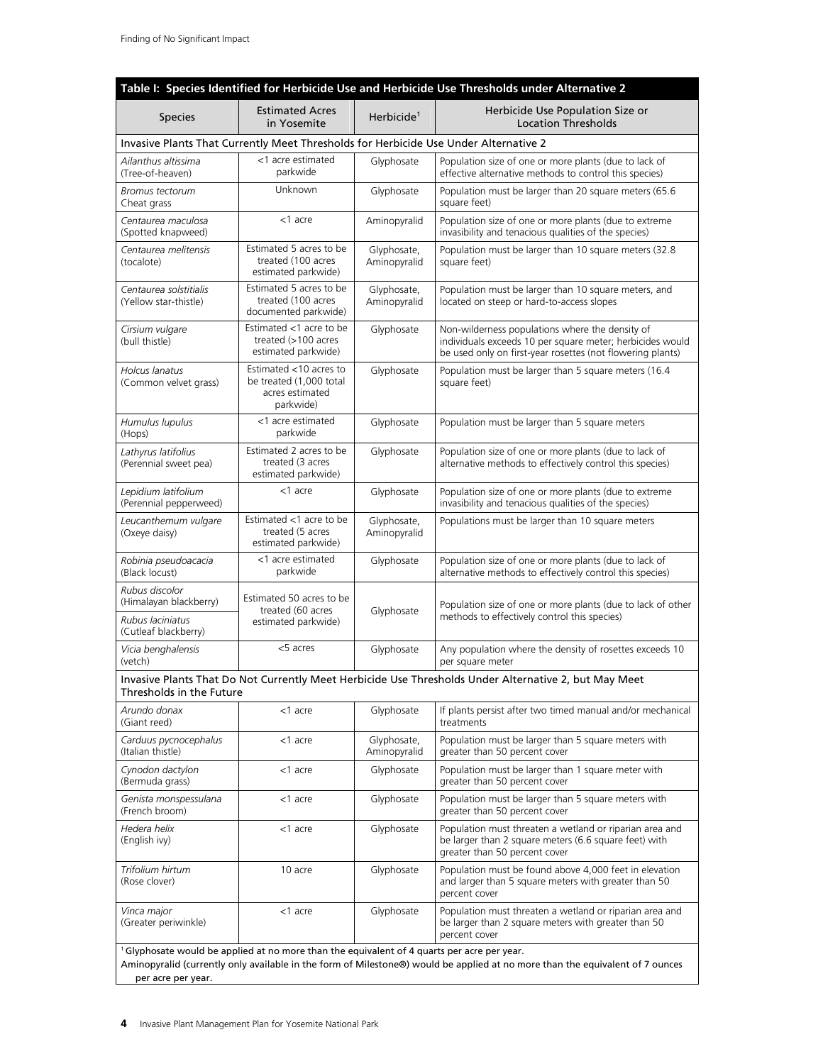| Table I: Species Identified for Herbicide Use and Herbicide Use Thresholds under Alternative 2 | | | |
|---|---|---|---|
| Species | Estimated Acres in Yosemite | Herbicide[1] | Herbicide Use Population Size or Location Thresholds |
| Invasive Plants That Currently Meet Thresholds for Herbicide Use Under Alternative 2 | | | |
| *Ailanthus altissima* (Tree-of-heaven) | <1 acre estimated parkwide | Glyphosate | Population size of one or more plants (due to lack of effective alternative methods to control this species) |
| *Bromus tectorum* Cheat grass | Unknown | Glyphosate | Population must be larger than 20 square meters (65.6 square feet) |
| *Centaurea maculosa* (Spotted knapweed) | <1 acre | Aminopyralid | Population size of one or more plants (due to extreme invasibility and tenacious qualities of the species) |
| *Centaurea melitensis* (tocalote) | Estimated 5 acres to be treated (100 acres estimated parkwide) | Glyphosate, Aminopyralid | Population must be larger than 10 square meters (32.8 square feet) |
| *Centaurea solstitialis* (Yellow star-thistle) | Estimated 5 acres to be treated (100 acres documented parkwide) | Glyphosate, Aminopyralid | Population must be larger than 10 square meters, and located on steep or hard-to-access slopes |
| *Cirsium vulgare* (bull thistle) | Estimated <1 acre to be treated (>100 acres estimated parkwide) | Glyphosate | Non-wilderness populations where the density of individuals exceeds 10 per square meter; herbicides would be used only on first-year rosettes (not flowering plants) |
| *Holcus lanatus* (Common velvet grass) | Estimated <10 acres to be treated (1,000 total acres estimated parkwide) | Glyphosate | Population must be larger than 5 square meters (16.4 square feet) |
| *Humulus lupulus* (Hops) | <1 acre estimated parkwide | Glyphosate | Population must be larger than 5 square meters |
| *Lathyrus latifolius* (Perennial sweet pea) | Estimated 2 acres to be treated (3 acres estimated parkwide) | Glyphosate | Population size of one or more plants (due to lack of alternative methods to effectively control this species) |
| *Lepidium latifolium* (Perennial pepperweed) | <1 acre | Glyphosate | Population size of one or more plants (due to extreme invasibility and tenacious qualities of the species) |
| *Leucanthemum vulgare* (Oxeye daisy) | Estimated <1 acre to be treated (5 acres estimated parkwide) | Glyphosate, Aminopyralid | Populations must be larger than 10 square meters |
| *Robinia pseudoacacia* (Black locust) | <1 acre estimated parkwide | Glyphosate | Population size of one or more plants (due to lack of alternative methods to effectively control this species) |
| *Rubus discolor* (Himalayan blackberry)<br>*Rubus laciniatus* (Cutleaf blackberry) | Estimated 50 acres to be treated (60 acres estimated parkwide) | Glyphosate | Population size of one or more plants (due to lack of other methods to effectively control this species) |
| *Vicia benghalensis* (vetch) | <5 acres | Glyphosate | Any population where the density of rosettes exceeds 10 per square meter |
| Invasive Plants That Do Not Currently Meet Herbicide Use Thresholds Under Alternative 2, but May Meet Thresholds in the Future | | | |
| *Arundo donax* (Giant reed) | <1 acre | Glyphosate | If plants persist after two timed manual and/or mechanical treatments |
| *Carduus pycnocephalus* (Italian thistle) | <1 acre | Glyphosate, Aminopyralid | Population must be larger than 5 square meters with greater than 50 percent cover |
| *Cynodon dactylon* (Bermuda grass) | <1 acre | Glyphosate | Population must be larger than 1 square meter with greater than 50 percent cover |
| *Genista monspessulana* (French broom) | <1 acre | Glyphosate | Population must be larger than 5 square meters with greater than 50 percent cover |
| *Hedera helix* (English ivy) | <1 acre | Glyphosate | Population must threaten a wetland or riparian area and be larger than 2 square meters (6.6 square feet) with greater than 50 percent cover |
| *Trifolium hirtum* (Rose clover) | 10 acre | Glyphosate | Population must be found above 4,000 feet in elevation and larger than 5 square meters with greater than 50 percent cover |
| *Vinca major* (Greater periwinkle) | <1 acre | Glyphosate | Population must threaten a wetland or riparian area and be larger than 2 square meters with greater than 50 percent cover |

[1] Glyphosate would be applied at no more than the equivalent of 4 quarts per acre per year.
Aminopyralid (currently only available in the form of Milestone®) would be applied at no more than the equivalent of 7 ounces per acre per year.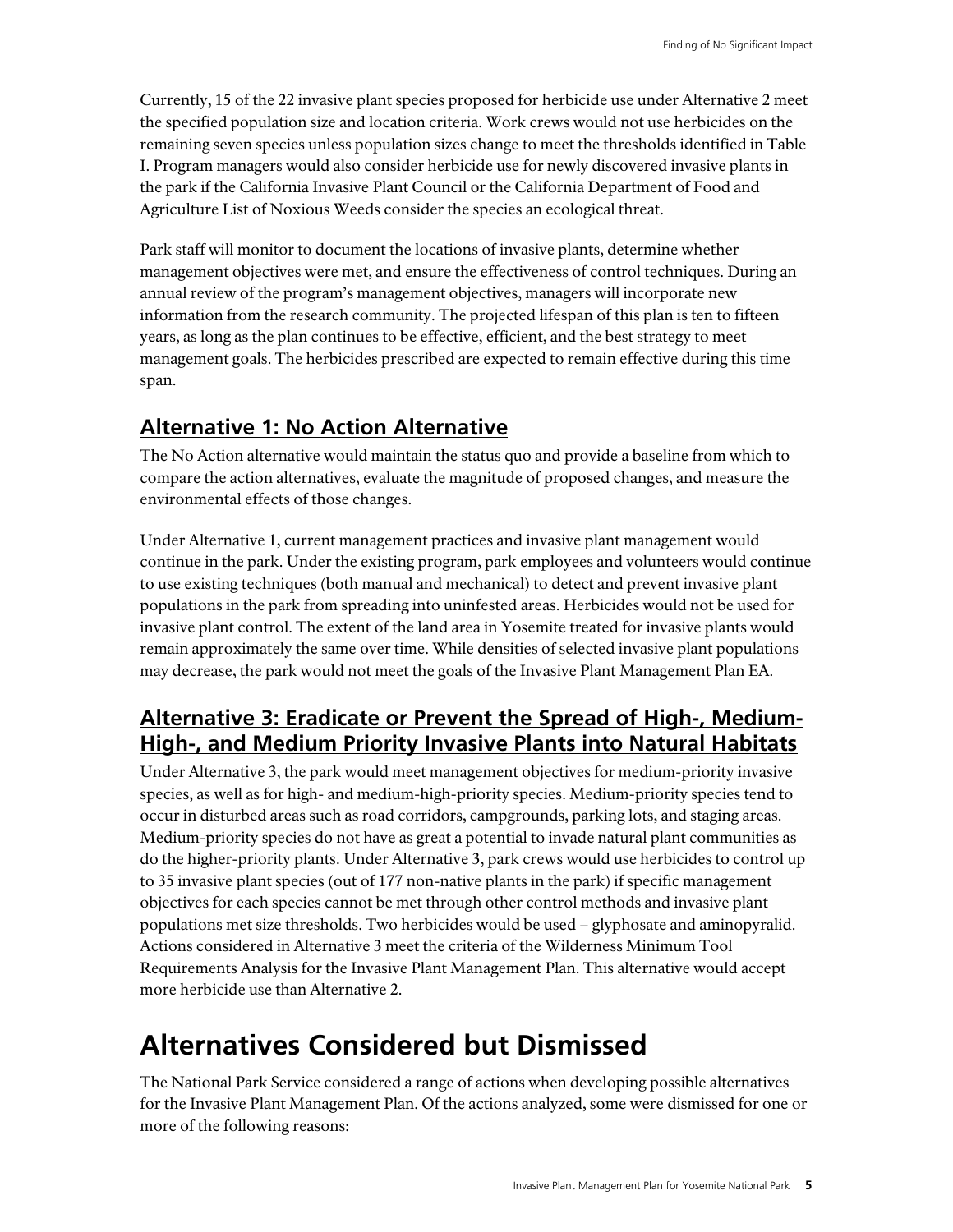Currently, 15 of the 22 invasive plant species proposed for herbicide use under Alternative 2 meet the specified population size and location criteria. Work crews would not use herbicides on the remaining seven species unless population sizes change to meet the thresholds identified in Table I. Program managers would also consider herbicide use for newly discovered invasive plants in the park if the California Invasive Plant Council or the California Department of Food and Agriculture List of Noxious Weeds consider the species an ecological threat.

Park staff will monitor to document the locations of invasive plants, determine whether management objectives were met, and ensure the effectiveness of control techniques. During an annual review of the program's management objectives, managers will incorporate new information from the research community. The projected lifespan of this plan is ten to fifteen years, as long as the plan continues to be effective, efficient, and the best strategy to meet management goals. The herbicides prescribed are expected to remain effective during this time span.

## Alternative 1: No Action Alternative

The No Action alternative would maintain the status quo and provide a baseline from which to compare the action alternatives, evaluate the magnitude of proposed changes, and measure the environmental effects of those changes.

Under Alternative 1, current management practices and invasive plant management would continue in the park. Under the existing program, park employees and volunteers would continue to use existing techniques (both manual and mechanical) to detect and prevent invasive plant populations in the park from spreading into uninfested areas. Herbicides would not be used for invasive plant control. The extent of the land area in Yosemite treated for invasive plants would remain approximately the same over time. While densities of selected invasive plant populations may decrease, the park would not meet the goals of the Invasive Plant Management Plan EA.

## Alternative 3: Eradicate or Prevent the Spread of High-, Medium-High-, and Medium Priority Invasive Plants into Natural Habitats

Under Alternative 3, the park would meet management objectives for medium-priority invasive species, as well as for high- and medium-high-priority species. Medium-priority species tend to occur in disturbed areas such as road corridors, campgrounds, parking lots, and staging areas. Medium-priority species do not have as great a potential to invade natural plant communities as do the higher-priority plants. Under Alternative 3, park crews would use herbicides to control up to 35 invasive plant species (out of 177 non-native plants in the park) if specific management objectives for each species cannot be met through other control methods and invasive plant populations met size thresholds. Two herbicides would be used – glyphosate and aminopyralid. Actions considered in Alternative 3 meet the criteria of the Wilderness Minimum Tool Requirements Analysis for the Invasive Plant Management Plan. This alternative would accept more herbicide use than Alternative 2.

# Alternatives Considered but Dismissed

The National Park Service considered a range of actions when developing possible alternatives for the Invasive Plant Management Plan. Of the actions analyzed, some were dismissed for one or more of the following reasons: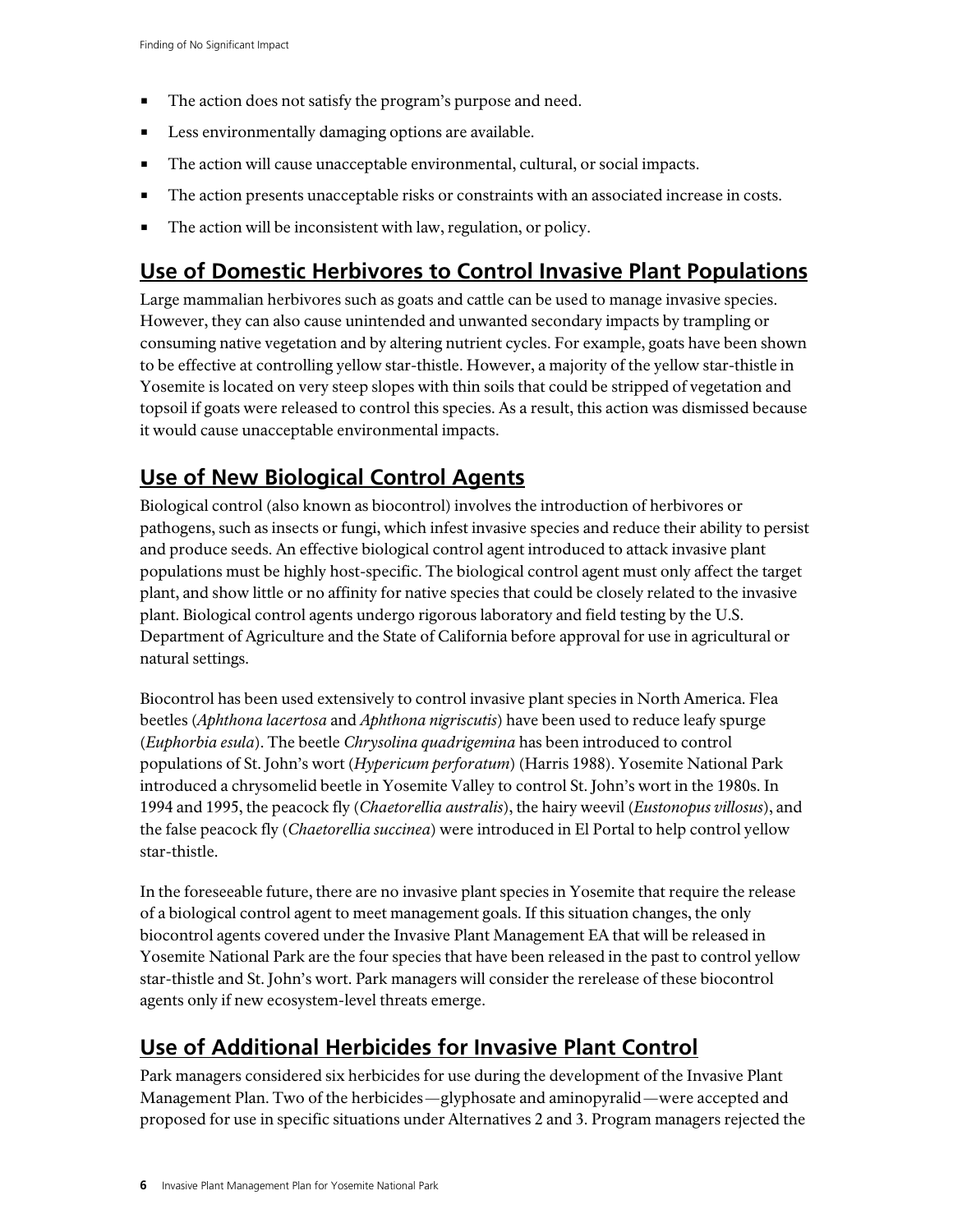- The action does not satisfy the program's purpose and need.
- Less environmentally damaging options are available.
- The action will cause unacceptable environmental, cultural, or social impacts.
- The action presents unacceptable risks or constraints with an associated increase in costs.
- The action will be inconsistent with law, regulation, or policy.

## Use of Domestic Herbivores to Control Invasive Plant Populations

Large mammalian herbivores such as goats and cattle can be used to manage invasive species. However, they can also cause unintended and unwanted secondary impacts by trampling or consuming native vegetation and by altering nutrient cycles. For example, goats have been shown to be effective at controlling yellow star-thistle. However, a majority of the yellow star-thistle in Yosemite is located on very steep slopes with thin soils that could be stripped of vegetation and topsoil if goats were released to control this species. As a result, this action was dismissed because it would cause unacceptable environmental impacts.

## Use of New Biological Control Agents

Biological control (also known as biocontrol) involves the introduction of herbivores or pathogens, such as insects or fungi, which infest invasive species and reduce their ability to persist and produce seeds. An effective biological control agent introduced to attack invasive plant populations must be highly host-specific. The biological control agent must only affect the target plant, and show little or no affinity for native species that could be closely related to the invasive plant. Biological control agents undergo rigorous laboratory and field testing by the U.S. Department of Agriculture and the State of California before approval for use in agricultural or natural settings.

Biocontrol has been used extensively to control invasive plant species in North America. Flea beetles (*Aphthona lacertosa* and *Aphthona nigriscutis*) have been used to reduce leafy spurge (*Euphorbia esula*). The beetle *Chrysolina quadrigemina* has been introduced to control populations of St. John's wort (*Hypericum perforatum*) (Harris 1988). Yosemite National Park introduced a chrysomelid beetle in Yosemite Valley to control St. John's wort in the 1980s. In 1994 and 1995, the peacock fly (*Chaetorellia australis*), the hairy weevil (*Eustonopus villosus*), and the false peacock fly (*Chaetorellia succinea*) were introduced in El Portal to help control yellow star-thistle.

In the foreseeable future, there are no invasive plant species in Yosemite that require the release of a biological control agent to meet management goals. If this situation changes, the only biocontrol agents covered under the Invasive Plant Management EA that will be released in Yosemite National Park are the four species that have been released in the past to control yellow star-thistle and St. John's wort. Park managers will consider the rerelease of these biocontrol agents only if new ecosystem-level threats emerge.

## Use of Additional Herbicides for Invasive Plant Control

Park managers considered six herbicides for use during the development of the Invasive Plant Management Plan. Two of the herbicides—glyphosate and aminopyralid—were accepted and proposed for use in specific situations under Alternatives 2 and 3. Program managers rejected the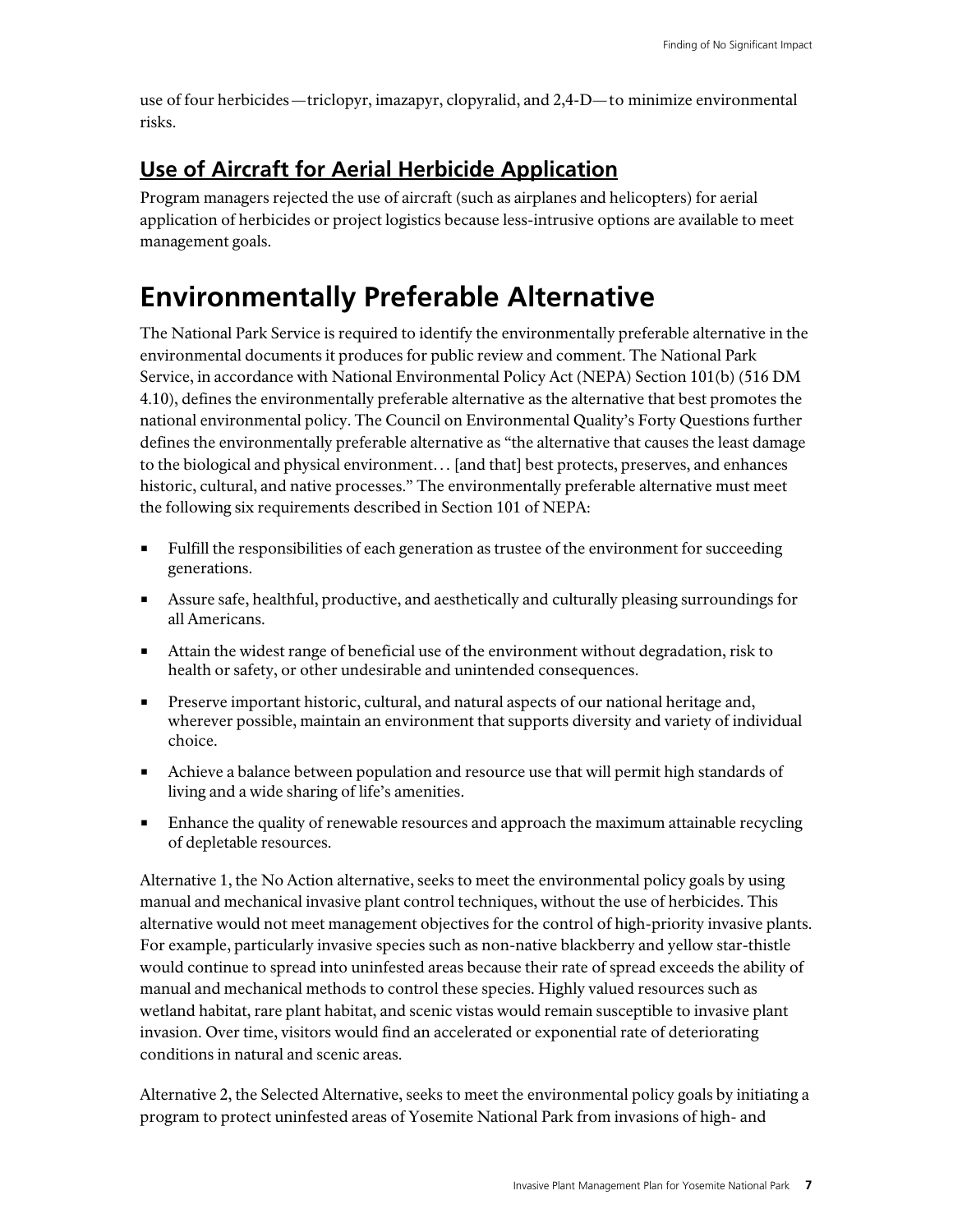use of four herbicides—triclopyr, imazapyr, clopyralid, and 2,4-D—to minimize environmental risks.

### Use of Aircraft for Aerial Herbicide Application

Program managers rejected the use of aircraft (such as airplanes and helicopters) for aerial application of herbicides or project logistics because less-intrusive options are available to meet management goals.

# Environmentally Preferable Alternative

The National Park Service is required to identify the environmentally preferable alternative in the environmental documents it produces for public review and comment. The National Park Service, in accordance with National Environmental Policy Act (NEPA) Section 101(b) (516 DM 4.10), defines the environmentally preferable alternative as the alternative that best promotes the national environmental policy. The Council on Environmental Quality's Forty Questions further defines the environmentally preferable alternative as "the alternative that causes the least damage to the biological and physical environment… [and that] best protects, preserves, and enhances historic, cultural, and native processes." The environmentally preferable alternative must meet the following six requirements described in Section 101 of NEPA:

- Fulfill the responsibilities of each generation as trustee of the environment for succeeding generations.
- Assure safe, healthful, productive, and aesthetically and culturally pleasing surroundings for all Americans.
- Attain the widest range of beneficial use of the environment without degradation, risk to health or safety, or other undesirable and unintended consequences.
- Preserve important historic, cultural, and natural aspects of our national heritage and, wherever possible, maintain an environment that supports diversity and variety of individual choice.
- Achieve a balance between population and resource use that will permit high standards of living and a wide sharing of life's amenities.
- Enhance the quality of renewable resources and approach the maximum attainable recycling of depletable resources.

Alternative 1, the No Action alternative, seeks to meet the environmental policy goals by using manual and mechanical invasive plant control techniques, without the use of herbicides. This alternative would not meet management objectives for the control of high-priority invasive plants. For example, particularly invasive species such as non-native blackberry and yellow star-thistle would continue to spread into uninfested areas because their rate of spread exceeds the ability of manual and mechanical methods to control these species. Highly valued resources such as wetland habitat, rare plant habitat, and scenic vistas would remain susceptible to invasive plant invasion. Over time, visitors would find an accelerated or exponential rate of deteriorating conditions in natural and scenic areas.

Alternative 2, the Selected Alternative, seeks to meet the environmental policy goals by initiating a program to protect uninfested areas of Yosemite National Park from invasions of high- and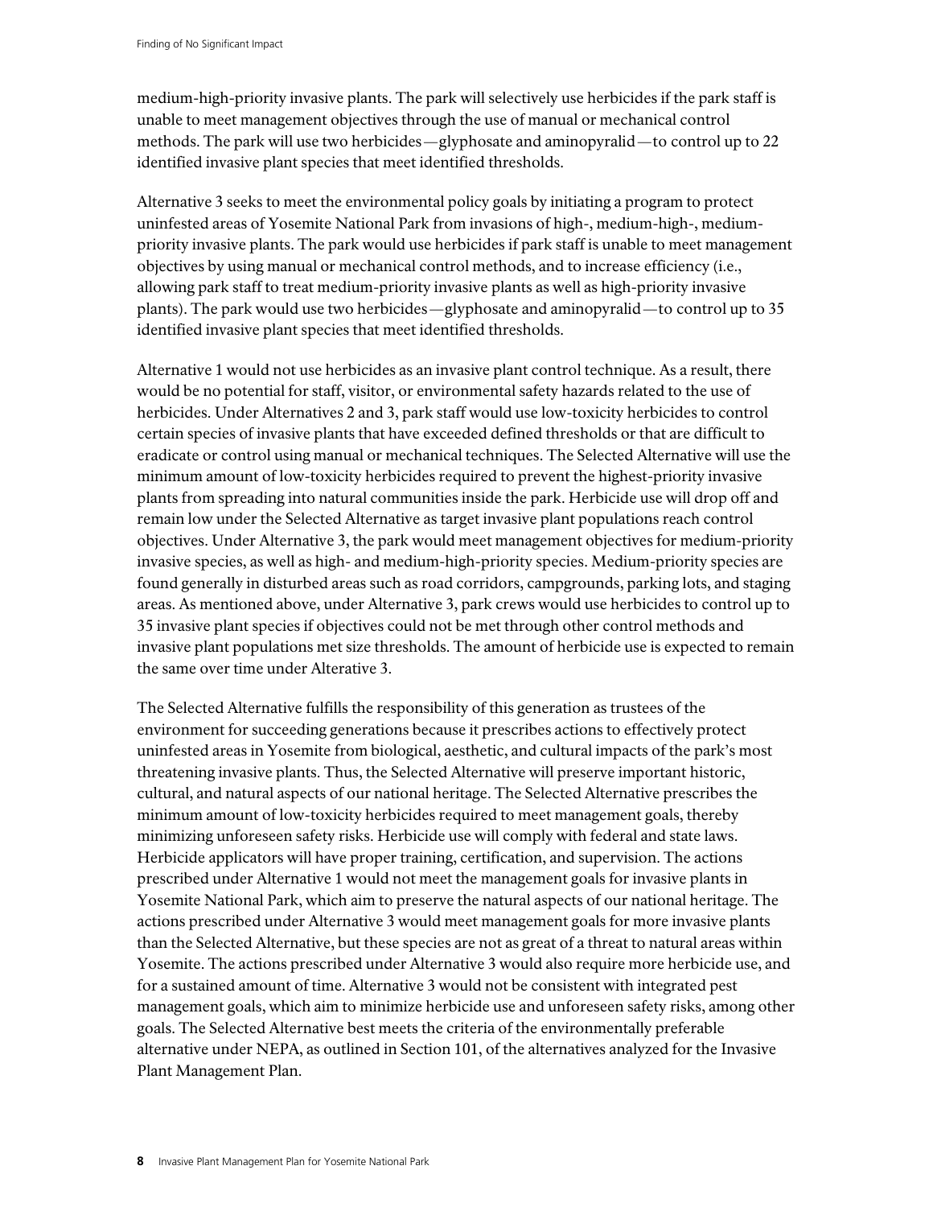medium-high-priority invasive plants. The park will selectively use herbicides if the park staff is unable to meet management objectives through the use of manual or mechanical control methods. The park will use two herbicides—glyphosate and aminopyralid—to control up to 22 identified invasive plant species that meet identified thresholds.

Alternative 3 seeks to meet the environmental policy goals by initiating a program to protect uninfested areas of Yosemite National Park from invasions of high-, medium-high-, medium-priority invasive plants. The park would use herbicides if park staff is unable to meet management objectives by using manual or mechanical control methods, and to increase efficiency (i.e., allowing park staff to treat medium-priority invasive plants as well as high-priority invasive plants). The park would use two herbicides—glyphosate and aminopyralid—to control up to 35 identified invasive plant species that meet identified thresholds.

Alternative 1 would not use herbicides as an invasive plant control technique. As a result, there would be no potential for staff, visitor, or environmental safety hazards related to the use of herbicides. Under Alternatives 2 and 3, park staff would use low-toxicity herbicides to control certain species of invasive plants that have exceeded defined thresholds or that are difficult to eradicate or control using manual or mechanical techniques. The Selected Alternative will use the minimum amount of low-toxicity herbicides required to prevent the highest-priority invasive plants from spreading into natural communities inside the park. Herbicide use will drop off and remain low under the Selected Alternative as target invasive plant populations reach control objectives. Under Alternative 3, the park would meet management objectives for medium-priority invasive species, as well as high- and medium-high-priority species. Medium-priority species are found generally in disturbed areas such as road corridors, campgrounds, parking lots, and staging areas. As mentioned above, under Alternative 3, park crews would use herbicides to control up to 35 invasive plant species if objectives could not be met through other control methods and invasive plant populations met size thresholds. The amount of herbicide use is expected to remain the same over time under Alterative 3.

The Selected Alternative fulfills the responsibility of this generation as trustees of the environment for succeeding generations because it prescribes actions to effectively protect uninfested areas in Yosemite from biological, aesthetic, and cultural impacts of the park's most threatening invasive plants. Thus, the Selected Alternative will preserve important historic, cultural, and natural aspects of our national heritage. The Selected Alternative prescribes the minimum amount of low-toxicity herbicides required to meet management goals, thereby minimizing unforeseen safety risks. Herbicide use will comply with federal and state laws. Herbicide applicators will have proper training, certification, and supervision. The actions prescribed under Alternative 1 would not meet the management goals for invasive plants in Yosemite National Park, which aim to preserve the natural aspects of our national heritage. The actions prescribed under Alternative 3 would meet management goals for more invasive plants than the Selected Alternative, but these species are not as great of a threat to natural areas within Yosemite. The actions prescribed under Alternative 3 would also require more herbicide use, and for a sustained amount of time. Alternative 3 would not be consistent with integrated pest management goals, which aim to minimize herbicide use and unforeseen safety risks, among other goals. The Selected Alternative best meets the criteria of the environmentally preferable alternative under NEPA, as outlined in Section 101, of the alternatives analyzed for the Invasive Plant Management Plan.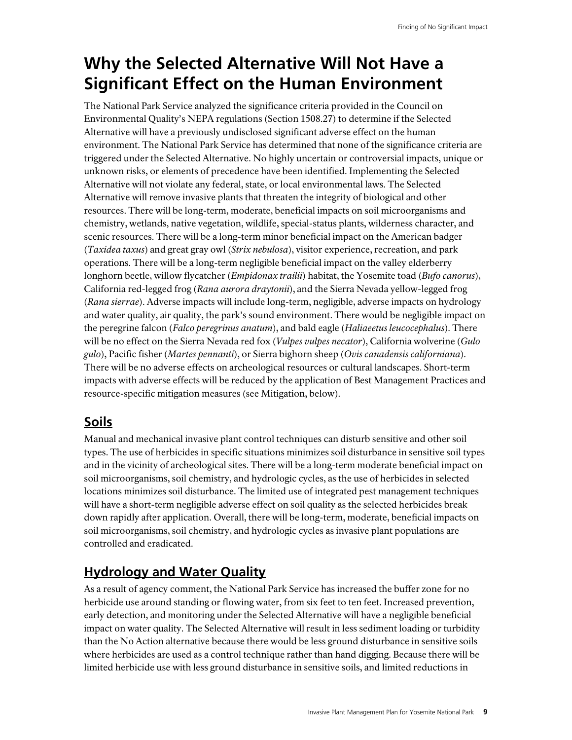# Why the Selected Alternative Will Not Have a Significant Effect on the Human Environment

The National Park Service analyzed the significance criteria provided in the Council on Environmental Quality's NEPA regulations (Section 1508.27) to determine if the Selected Alternative will have a previously undisclosed significant adverse effect on the human environment. The National Park Service has determined that none of the significance criteria are triggered under the Selected Alternative. No highly uncertain or controversial impacts, unique or unknown risks, or elements of precedence have been identified. Implementing the Selected Alternative will not violate any federal, state, or local environmental laws. The Selected Alternative will remove invasive plants that threaten the integrity of biological and other resources. There will be long-term, moderate, beneficial impacts on soil microorganisms and chemistry, wetlands, native vegetation, wildlife, special-status plants, wilderness character, and scenic resources. There will be a long-term minor beneficial impact on the American badger (*Taxidea taxus*) and great gray owl (*Strix nebulosa*), visitor experience, recreation, and park operations. There will be a long-term negligible beneficial impact on the valley elderberry longhorn beetle, willow flycatcher (*Empidonax trailii*) habitat, the Yosemite toad (*Bufo canorus*), California red-legged frog (*Rana aurora draytonii*), and the Sierra Nevada yellow-legged frog (*Rana sierrae*). Adverse impacts will include long-term, negligible, adverse impacts on hydrology and water quality, air quality, the park's sound environment. There would be negligible impact on the peregrine falcon (*Falco peregrinus anatum*), and bald eagle (*Haliaeetus leucocephalus*). There will be no effect on the Sierra Nevada red fox (*Vulpes vulpes necator*), California wolverine (*Gulo gulo*), Pacific fisher (*Martes pennanti*), or Sierra bighorn sheep (*Ovis canadensis californiana*). There will be no adverse effects on archeological resources or cultural landscapes. Short-term impacts with adverse effects will be reduced by the application of Best Management Practices and resource-specific mitigation measures (see Mitigation, below).

## Soils

Manual and mechanical invasive plant control techniques can disturb sensitive and other soil types. The use of herbicides in specific situations minimizes soil disturbance in sensitive soil types and in the vicinity of archeological sites. There will be a long-term moderate beneficial impact on soil microorganisms, soil chemistry, and hydrologic cycles, as the use of herbicides in selected locations minimizes soil disturbance. The limited use of integrated pest management techniques will have a short-term negligible adverse effect on soil quality as the selected herbicides break down rapidly after application. Overall, there will be long-term, moderate, beneficial impacts on soil microorganisms, soil chemistry, and hydrologic cycles as invasive plant populations are controlled and eradicated.

## Hydrology and Water Quality

As a result of agency comment, the National Park Service has increased the buffer zone for no herbicide use around standing or flowing water, from six feet to ten feet. Increased prevention, early detection, and monitoring under the Selected Alternative will have a negligible beneficial impact on water quality. The Selected Alternative will result in less sediment loading or turbidity than the No Action alternative because there would be less ground disturbance in sensitive soils where herbicides are used as a control technique rather than hand digging. Because there will be limited herbicide use with less ground disturbance in sensitive soils, and limited reductions in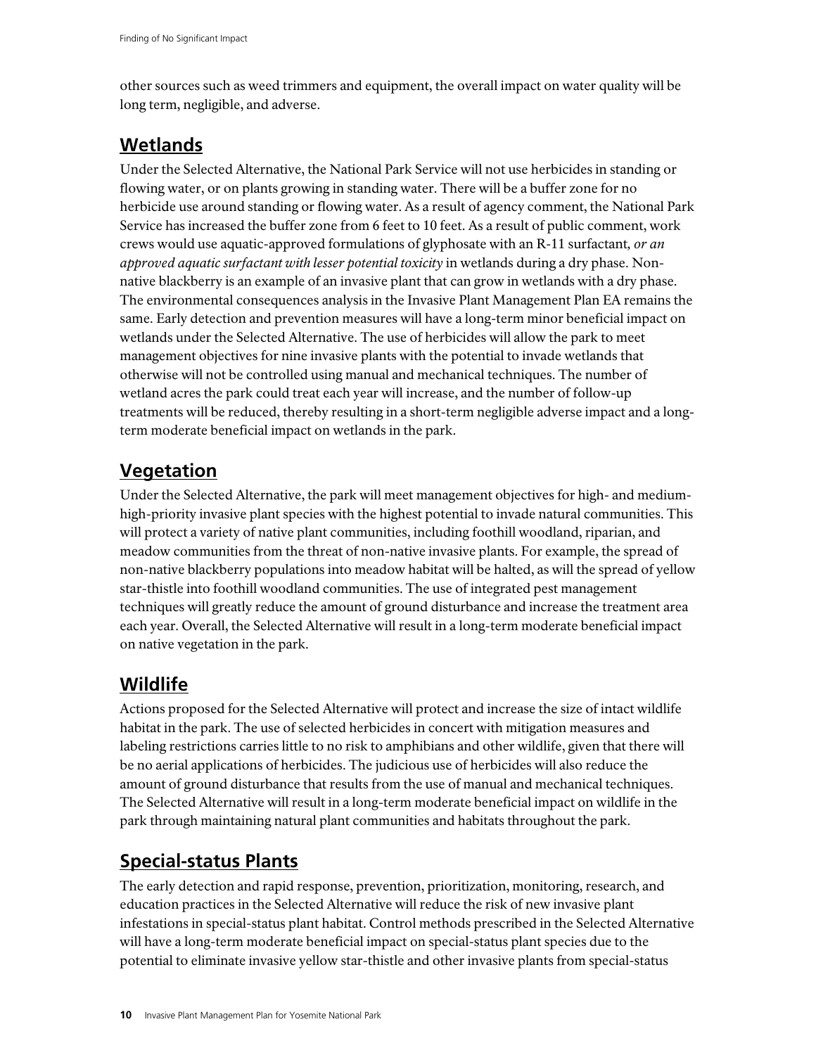other sources such as weed trimmers and equipment, the overall impact on water quality will be long term, negligible, and adverse.

## Wetlands

Under the Selected Alternative, the National Park Service will not use herbicides in standing or flowing water, or on plants growing in standing water. There will be a buffer zone for no herbicide use around standing or flowing water. As a result of agency comment, the National Park Service has increased the buffer zone from 6 feet to 10 feet. As a result of public comment, work crews would use aquatic-approved formulations of glyphosate with an R-11 surfactant*, or an approved aquatic surfactant with lesser potential toxicity* in wetlands during a dry phase. Non-native blackberry is an example of an invasive plant that can grow in wetlands with a dry phase. The environmental consequences analysis in the Invasive Plant Management Plan EA remains the same. Early detection and prevention measures will have a long-term minor beneficial impact on wetlands under the Selected Alternative. The use of herbicides will allow the park to meet management objectives for nine invasive plants with the potential to invade wetlands that otherwise will not be controlled using manual and mechanical techniques. The number of wetland acres the park could treat each year will increase, and the number of follow-up treatments will be reduced, thereby resulting in a short-term negligible adverse impact and a long-term moderate beneficial impact on wetlands in the park.

## Vegetation

Under the Selected Alternative, the park will meet management objectives for high- and medium-high-priority invasive plant species with the highest potential to invade natural communities. This will protect a variety of native plant communities, including foothill woodland, riparian, and meadow communities from the threat of non-native invasive plants. For example, the spread of non-native blackberry populations into meadow habitat will be halted, as will the spread of yellow star-thistle into foothill woodland communities. The use of integrated pest management techniques will greatly reduce the amount of ground disturbance and increase the treatment area each year. Overall, the Selected Alternative will result in a long-term moderate beneficial impact on native vegetation in the park.

## Wildlife

Actions proposed for the Selected Alternative will protect and increase the size of intact wildlife habitat in the park. The use of selected herbicides in concert with mitigation measures and labeling restrictions carries little to no risk to amphibians and other wildlife, given that there will be no aerial applications of herbicides. The judicious use of herbicides will also reduce the amount of ground disturbance that results from the use of manual and mechanical techniques. The Selected Alternative will result in a long-term moderate beneficial impact on wildlife in the park through maintaining natural plant communities and habitats throughout the park.

## Special-status Plants

The early detection and rapid response, prevention, prioritization, monitoring, research, and education practices in the Selected Alternative will reduce the risk of new invasive plant infestations in special-status plant habitat. Control methods prescribed in the Selected Alternative will have a long-term moderate beneficial impact on special-status plant species due to the potential to eliminate invasive yellow star-thistle and other invasive plants from special-status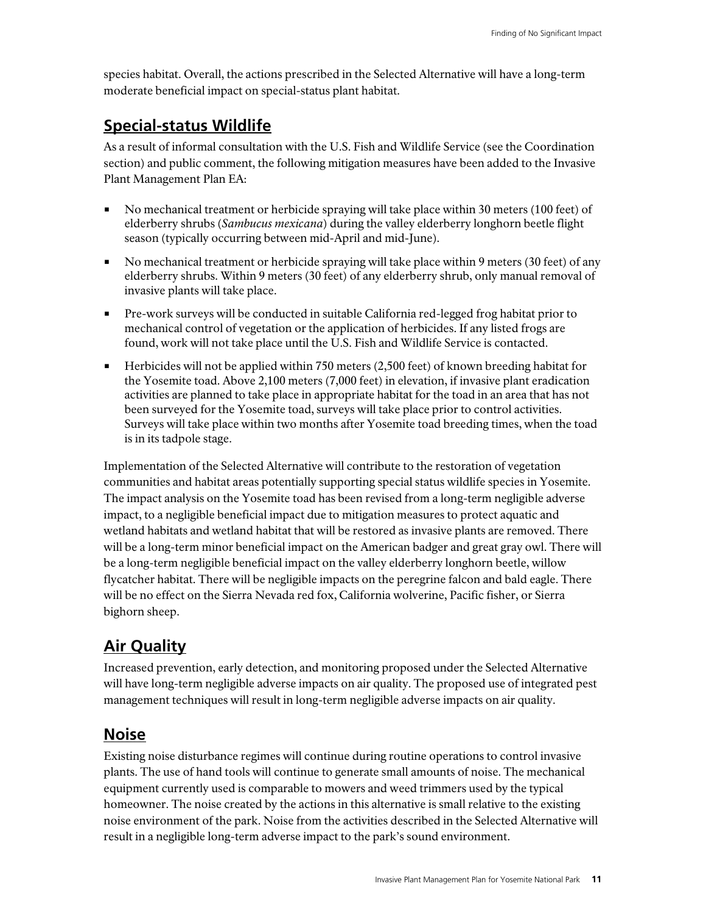species habitat. Overall, the actions prescribed in the Selected Alternative will have a long-term moderate beneficial impact on special-status plant habitat.

## Special-status Wildlife

As a result of informal consultation with the U.S. Fish and Wildlife Service (see the Coordination section) and public comment, the following mitigation measures have been added to the Invasive Plant Management Plan EA:

- No mechanical treatment or herbicide spraying will take place within 30 meters (100 feet) of elderberry shrubs (*Sambucus mexicana*) during the valley elderberry longhorn beetle flight season (typically occurring between mid-April and mid-June).
- No mechanical treatment or herbicide spraying will take place within 9 meters (30 feet) of any elderberry shrubs. Within 9 meters (30 feet) of any elderberry shrub, only manual removal of invasive plants will take place.
- Pre-work surveys will be conducted in suitable California red-legged frog habitat prior to mechanical control of vegetation or the application of herbicides. If any listed frogs are found, work will not take place until the U.S. Fish and Wildlife Service is contacted.
- Herbicides will not be applied within 750 meters (2,500 feet) of known breeding habitat for the Yosemite toad. Above 2,100 meters (7,000 feet) in elevation, if invasive plant eradication activities are planned to take place in appropriate habitat for the toad in an area that has not been surveyed for the Yosemite toad, surveys will take place prior to control activities. Surveys will take place within two months after Yosemite toad breeding times, when the toad is in its tadpole stage.

Implementation of the Selected Alternative will contribute to the restoration of vegetation communities and habitat areas potentially supporting special status wildlife species in Yosemite. The impact analysis on the Yosemite toad has been revised from a long-term negligible adverse impact, to a negligible beneficial impact due to mitigation measures to protect aquatic and wetland habitats and wetland habitat that will be restored as invasive plants are removed. There will be a long-term minor beneficial impact on the American badger and great gray owl. There will be a long-term negligible beneficial impact on the valley elderberry longhorn beetle, willow flycatcher habitat. There will be negligible impacts on the peregrine falcon and bald eagle. There will be no effect on the Sierra Nevada red fox, California wolverine, Pacific fisher, or Sierra bighorn sheep.

## Air Quality

Increased prevention, early detection, and monitoring proposed under the Selected Alternative will have long-term negligible adverse impacts on air quality. The proposed use of integrated pest management techniques will result in long-term negligible adverse impacts on air quality.

## Noise

Existing noise disturbance regimes will continue during routine operations to control invasive plants. The use of hand tools will continue to generate small amounts of noise. The mechanical equipment currently used is comparable to mowers and weed trimmers used by the typical homeowner. The noise created by the actions in this alternative is small relative to the existing noise environment of the park. Noise from the activities described in the Selected Alternative will result in a negligible long-term adverse impact to the park's sound environment.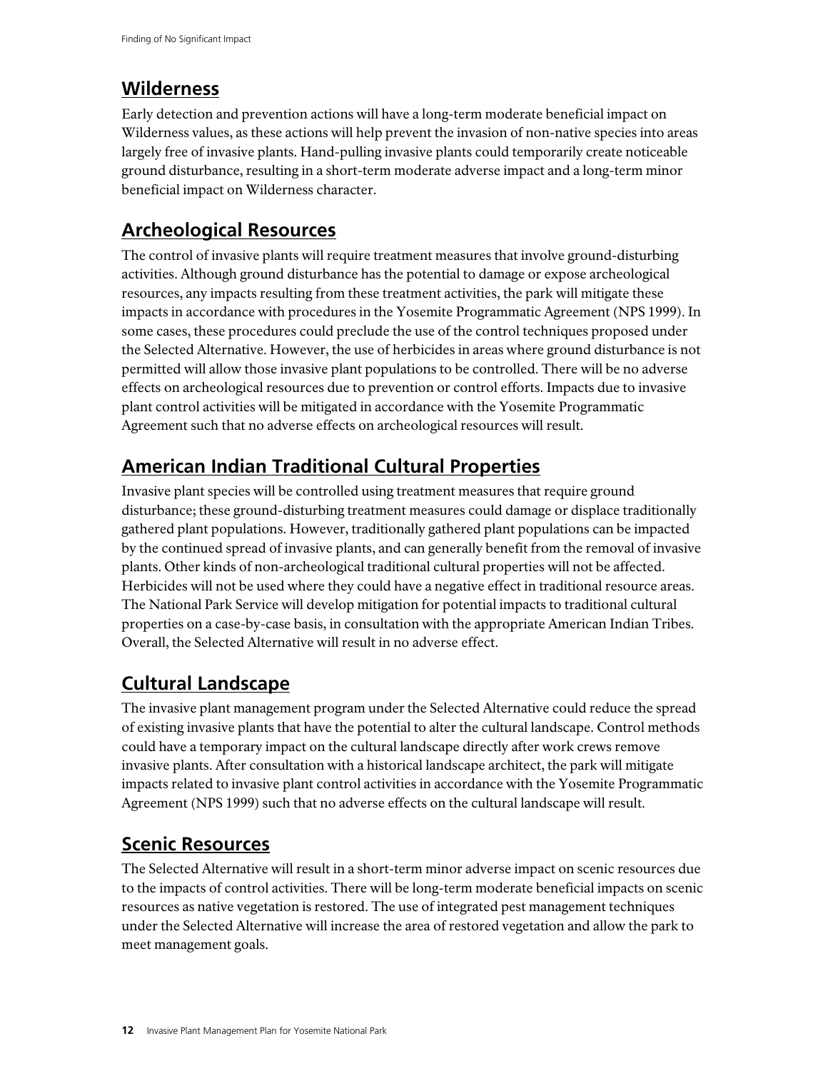## Wilderness

Early detection and prevention actions will have a long-term moderate beneficial impact on Wilderness values, as these actions will help prevent the invasion of non-native species into areas largely free of invasive plants. Hand-pulling invasive plants could temporarily create noticeable ground disturbance, resulting in a short-term moderate adverse impact and a long-term minor beneficial impact on Wilderness character.

## Archeological Resources

The control of invasive plants will require treatment measures that involve ground-disturbing activities. Although ground disturbance has the potential to damage or expose archeological resources, any impacts resulting from these treatment activities, the park will mitigate these impacts in accordance with procedures in the Yosemite Programmatic Agreement (NPS 1999). In some cases, these procedures could preclude the use of the control techniques proposed under the Selected Alternative. However, the use of herbicides in areas where ground disturbance is not permitted will allow those invasive plant populations to be controlled. There will be no adverse effects on archeological resources due to prevention or control efforts. Impacts due to invasive plant control activities will be mitigated in accordance with the Yosemite Programmatic Agreement such that no adverse effects on archeological resources will result.

## American Indian Traditional Cultural Properties

Invasive plant species will be controlled using treatment measures that require ground disturbance; these ground-disturbing treatment measures could damage or displace traditionally gathered plant populations. However, traditionally gathered plant populations can be impacted by the continued spread of invasive plants, and can generally benefit from the removal of invasive plants. Other kinds of non-archeological traditional cultural properties will not be affected. Herbicides will not be used where they could have a negative effect in traditional resource areas. The National Park Service will develop mitigation for potential impacts to traditional cultural properties on a case-by-case basis, in consultation with the appropriate American Indian Tribes. Overall, the Selected Alternative will result in no adverse effect.

## Cultural Landscape

The invasive plant management program under the Selected Alternative could reduce the spread of existing invasive plants that have the potential to alter the cultural landscape. Control methods could have a temporary impact on the cultural landscape directly after work crews remove invasive plants. After consultation with a historical landscape architect, the park will mitigate impacts related to invasive plant control activities in accordance with the Yosemite Programmatic Agreement (NPS 1999) such that no adverse effects on the cultural landscape will result.

## Scenic Resources

The Selected Alternative will result in a short-term minor adverse impact on scenic resources due to the impacts of control activities. There will be long-term moderate beneficial impacts on scenic resources as native vegetation is restored. The use of integrated pest management techniques under the Selected Alternative will increase the area of restored vegetation and allow the park to meet management goals.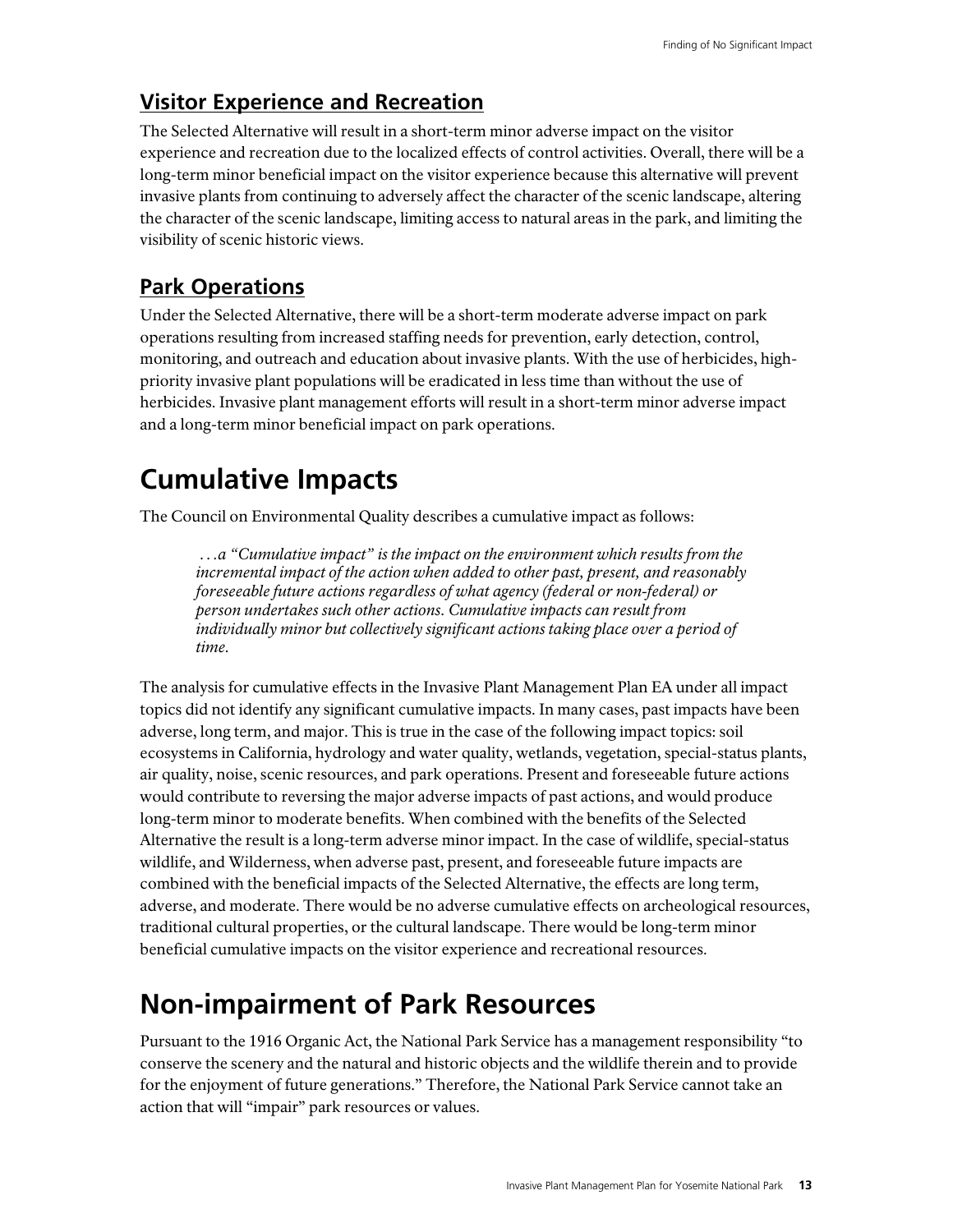## Visitor Experience and Recreation

The Selected Alternative will result in a short-term minor adverse impact on the visitor experience and recreation due to the localized effects of control activities. Overall, there will be a long-term minor beneficial impact on the visitor experience because this alternative will prevent invasive plants from continuing to adversely affect the character of the scenic landscape, altering the character of the scenic landscape, limiting access to natural areas in the park, and limiting the visibility of scenic historic views.

## Park Operations

Under the Selected Alternative, there will be a short-term moderate adverse impact on park operations resulting from increased staffing needs for prevention, early detection, control, monitoring, and outreach and education about invasive plants. With the use of herbicides, high-priority invasive plant populations will be eradicated in less time than without the use of herbicides. Invasive plant management efforts will result in a short-term minor adverse impact and a long-term minor beneficial impact on park operations.

# Cumulative Impacts

The Council on Environmental Quality describes a cumulative impact as follows:

> *…a "Cumulative impact" is the impact on the environment which results from the incremental impact of the action when added to other past, present, and reasonably foreseeable future actions regardless of what agency (federal or non-federal) or person undertakes such other actions. Cumulative impacts can result from individually minor but collectively significant actions taking place over a period of time.*

The analysis for cumulative effects in the Invasive Plant Management Plan EA under all impact topics did not identify any significant cumulative impacts. In many cases, past impacts have been adverse, long term, and major. This is true in the case of the following impact topics: soil ecosystems in California, hydrology and water quality, wetlands, vegetation, special-status plants, air quality, noise, scenic resources, and park operations. Present and foreseeable future actions would contribute to reversing the major adverse impacts of past actions, and would produce long-term minor to moderate benefits. When combined with the benefits of the Selected Alternative the result is a long-term adverse minor impact. In the case of wildlife, special-status wildlife, and Wilderness, when adverse past, present, and foreseeable future impacts are combined with the beneficial impacts of the Selected Alternative, the effects are long term, adverse, and moderate. There would be no adverse cumulative effects on archeological resources, traditional cultural properties, or the cultural landscape. There would be long-term minor beneficial cumulative impacts on the visitor experience and recreational resources.

# Non-impairment of Park Resources

Pursuant to the 1916 Organic Act, the National Park Service has a management responsibility "to conserve the scenery and the natural and historic objects and the wildlife therein and to provide for the enjoyment of future generations." Therefore, the National Park Service cannot take an action that will "impair" park resources or values.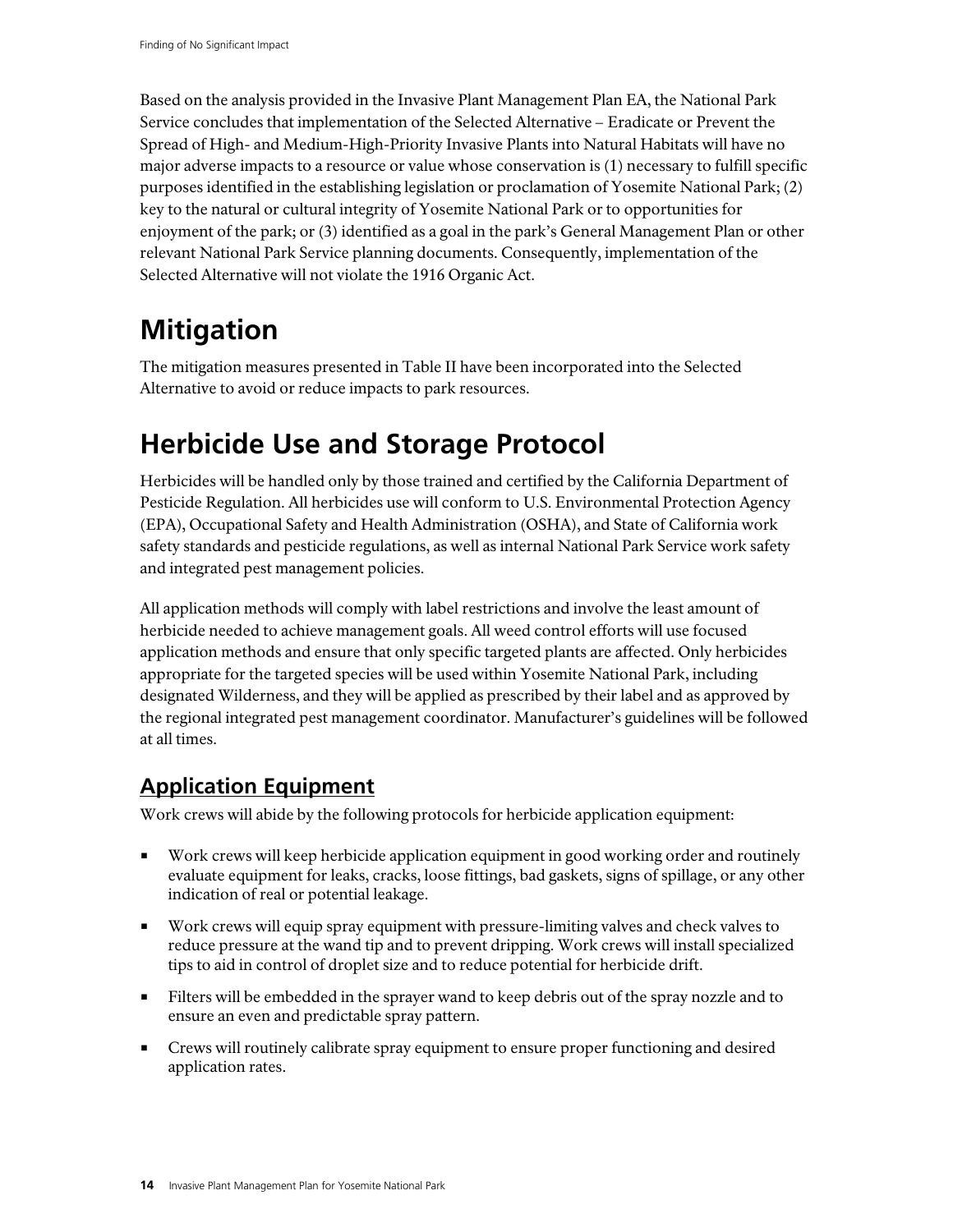Based on the analysis provided in the Invasive Plant Management Plan EA, the National Park Service concludes that implementation of the Selected Alternative – Eradicate or Prevent the Spread of High- and Medium-High-Priority Invasive Plants into Natural Habitats will have no major adverse impacts to a resource or value whose conservation is (1) necessary to fulfill specific purposes identified in the establishing legislation or proclamation of Yosemite National Park; (2) key to the natural or cultural integrity of Yosemite National Park or to opportunities for enjoyment of the park; or (3) identified as a goal in the park's General Management Plan or other relevant National Park Service planning documents. Consequently, implementation of the Selected Alternative will not violate the 1916 Organic Act.

# Mitigation

The mitigation measures presented in Table II have been incorporated into the Selected Alternative to avoid or reduce impacts to park resources.

# Herbicide Use and Storage Protocol

Herbicides will be handled only by those trained and certified by the California Department of Pesticide Regulation. All herbicides use will conform to U.S. Environmental Protection Agency (EPA), Occupational Safety and Health Administration (OSHA), and State of California work safety standards and pesticide regulations, as well as internal National Park Service work safety and integrated pest management policies.

All application methods will comply with label restrictions and involve the least amount of herbicide needed to achieve management goals. All weed control efforts will use focused application methods and ensure that only specific targeted plants are affected. Only herbicides appropriate for the targeted species will be used within Yosemite National Park, including designated Wilderness, and they will be applied as prescribed by their label and as approved by the regional integrated pest management coordinator. Manufacturer's guidelines will be followed at all times.

## Application Equipment

Work crews will abide by the following protocols for herbicide application equipment:

- Work crews will keep herbicide application equipment in good working order and routinely evaluate equipment for leaks, cracks, loose fittings, bad gaskets, signs of spillage, or any other indication of real or potential leakage.
- Work crews will equip spray equipment with pressure-limiting valves and check valves to reduce pressure at the wand tip and to prevent dripping. Work crews will install specialized tips to aid in control of droplet size and to reduce potential for herbicide drift.
- Filters will be embedded in the sprayer wand to keep debris out of the spray nozzle and to ensure an even and predictable spray pattern.
- Crews will routinely calibrate spray equipment to ensure proper functioning and desired application rates.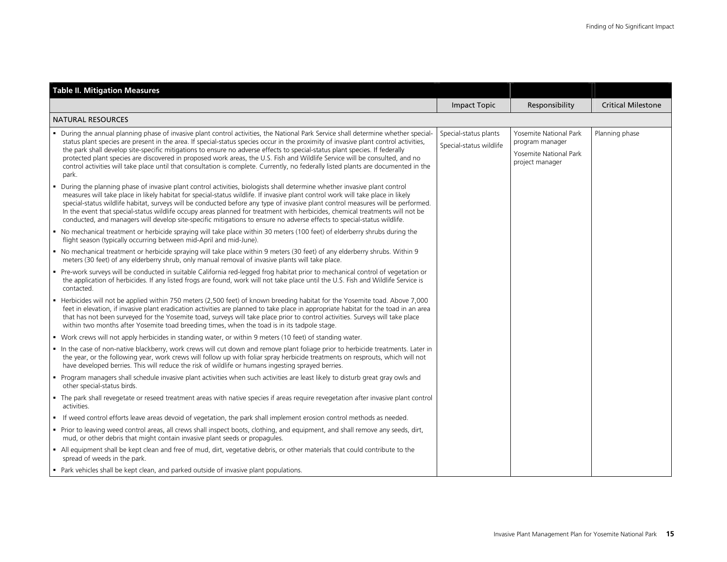| Table II. Mitigation Measures | | | |
|---|---|---|---|
| | Impact Topic | Responsibility | Critical Milestone |
| NATURAL RESOURCES | | | |
| ▪ During the annual planning phase of invasive plant control activities, the National Park Service shall determine whether special-status plant species are present in the area. If special-status species occur in the proximity of invasive plant control activities, the park shall develop site-specific mitigations to ensure no adverse effects to special-status plant species. If federally protected plant species are discovered in proposed work areas, the U.S. Fish and Wildlife Service will be consulted, and no control activities will take place until that consultation is complete. Currently, no federally listed plants are documented in the park.<br>▪ During the planning phase of invasive plant control activities, biologists shall determine whether invasive plant control measures will take place in likely habitat for special-status wildlife. If invasive plant control work will take place in likely special-status wildlife habitat, surveys will be conducted before any type of invasive plant control measures will be performed. In the event that special-status wildlife occupy areas planned for treatment with herbicides, chemical treatments will not be conducted, and managers will develop site-specific mitigations to ensure no adverse effects to special-status wildlife.<br>▪ No mechanical treatment or herbicide spraying will take place within 30 meters (100 feet) of elderberry shrubs during the flight season (typically occurring between mid-April and mid-June).<br>▪ No mechanical treatment or herbicide spraying will take place within 9 meters (30 feet) of any elderberry shrubs. Within 9 meters (30 feet) of any elderberry shrub, only manual removal of invasive plants will take place.<br>▪ Pre-work surveys will be conducted in suitable California red-legged frog habitat prior to mechanical control of vegetation or the application of herbicides. If any listed frogs are found, work will not take place until the U.S. Fish and Wildlife Service is contacted.<br>▪ Herbicides will not be applied within 750 meters (2,500 feet) of known breeding habitat for the Yosemite toad. Above 7,000 feet in elevation, if invasive plant eradication activities are planned to take place in appropriate habitat for the toad in an area that has not been surveyed for the Yosemite toad, surveys will take place prior to control activities. Surveys will take place within two months after Yosemite toad breeding times, when the toad is in its tadpole stage.<br>▪ Work crews will not apply herbicides in standing water, or within 9 meters (10 feet) of standing water.<br>▪ In the case of non-native blackberry, work crews will cut down and remove plant foliage prior to herbicide treatments. Later in the year, or the following year, work crews will follow up with foliar spray herbicide treatments on resprouts, which will not have developed berries. This will reduce the risk of wildlife or humans ingesting sprayed berries.<br>▪ Program managers shall schedule invasive plant activities when such activities are least likely to disturb great gray owls and other special-status birds.<br>▪ The park shall revegetate or reseed treatment areas with native species if areas require revegetation after invasive plant control activities.<br>▪ If weed control efforts leave areas devoid of vegetation, the park shall implement erosion control methods as needed.<br>▪ Prior to leaving weed control areas, all crews shall inspect boots, clothing, and equipment, and shall remove any seeds, dirt, mud, or other debris that might contain invasive plant seeds or propagules.<br>▪ All equipment shall be kept clean and free of mud, dirt, vegetative debris, or other materials that could contribute to the spread of weeds in the park.<br>▪ Park vehicles shall be kept clean, and parked outside of invasive plant populations. | Special-status plants<br>Special-status wildlife | Yosemite National Park program manager<br>Yosemite National Park project manager | Planning phase |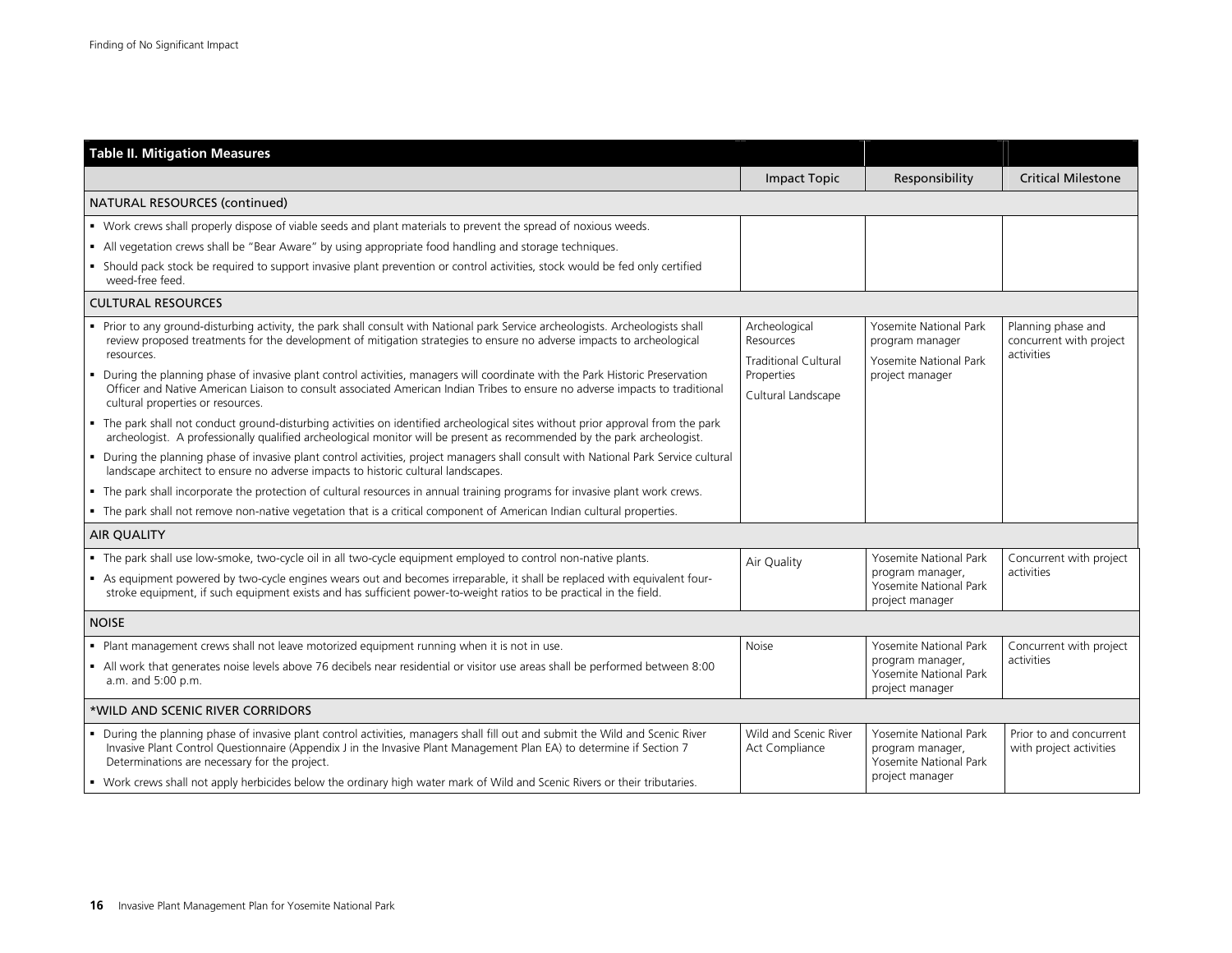| Table II. Mitigation Measures | | | |
|---|---|---|---|
| | Impact Topic | Responsibility | Critical Milestone |
| NATURAL RESOURCES (continued) | | | |
| ▪ Work crews shall properly dispose of viable seeds and plant materials to prevent the spread of noxious weeds.<br>▪ All vegetation crews shall be "Bear Aware" by using appropriate food handling and storage techniques.<br>▪ Should pack stock be required to support invasive plant prevention or control activities, stock would be fed only certified weed-free feed. | | | |
| CULTURAL RESOURCES | | | |
| ▪ Prior to any ground-disturbing activity, the park shall consult with National park Service archeologists. Archeologists shall review proposed treatments for the development of mitigation strategies to ensure no adverse impacts to archeological resources.<br>▪ During the planning phase of invasive plant control activities, managers will coordinate with the Park Historic Preservation Officer and Native American Liaison to consult associated American Indian Tribes to ensure no adverse impacts to traditional cultural properties or resources.<br>▪ The park shall not conduct ground-disturbing activities on identified archeological sites without prior approval from the park archeologist. A professionally qualified archeological monitor will be present as recommended by the park archeologist.<br>▪ During the planning phase of invasive plant control activities, project managers shall consult with National Park Service cultural landscape architect to ensure no adverse impacts to historic cultural landscapes.<br>▪ The park shall incorporate the protection of cultural resources in annual training programs for invasive plant work crews.<br>▪ The park shall not remove non-native vegetation that is a critical component of American Indian cultural properties. | Archeological Resources<br>Traditional Cultural Properties<br>Cultural Landscape | Yosemite National Park program manager<br>Yosemite National Park project manager | Planning phase and concurrent with project activities |
| AIR QUALITY | | | |
| ▪ The park shall use low-smoke, two-cycle oil in all two-cycle equipment employed to control non-native plants.<br>▪ As equipment powered by two-cycle engines wears out and becomes irreparable, it shall be replaced with equivalent four-stroke equipment, if such equipment exists and has sufficient power-to-weight ratios to be practical in the field. | Air Quality | Yosemite National Park program manager, Yosemite National Park project manager | Concurrent with project activities |
| NOISE | | | |
| ▪ Plant management crews shall not leave motorized equipment running when it is not in use.<br>▪ All work that generates noise levels above 76 decibels near residential or visitor use areas shall be performed between 8:00 a.m. and 5:00 p.m. | Noise | Yosemite National Park program manager, Yosemite National Park project manager | Concurrent with project activities |
| *WILD AND SCENIC RIVER CORRIDORS | | | |
| ▪ During the planning phase of invasive plant control activities, managers shall fill out and submit the Wild and Scenic River Invasive Plant Control Questionnaire (Appendix J in the Invasive Plant Management Plan EA) to determine if Section 7 Determinations are necessary for the project.<br>▪ Work crews shall not apply herbicides below the ordinary high water mark of Wild and Scenic Rivers or their tributaries. | Wild and Scenic River Act Compliance | Yosemite National Park program manager, Yosemite National Park project manager | Prior to and concurrent with project activities |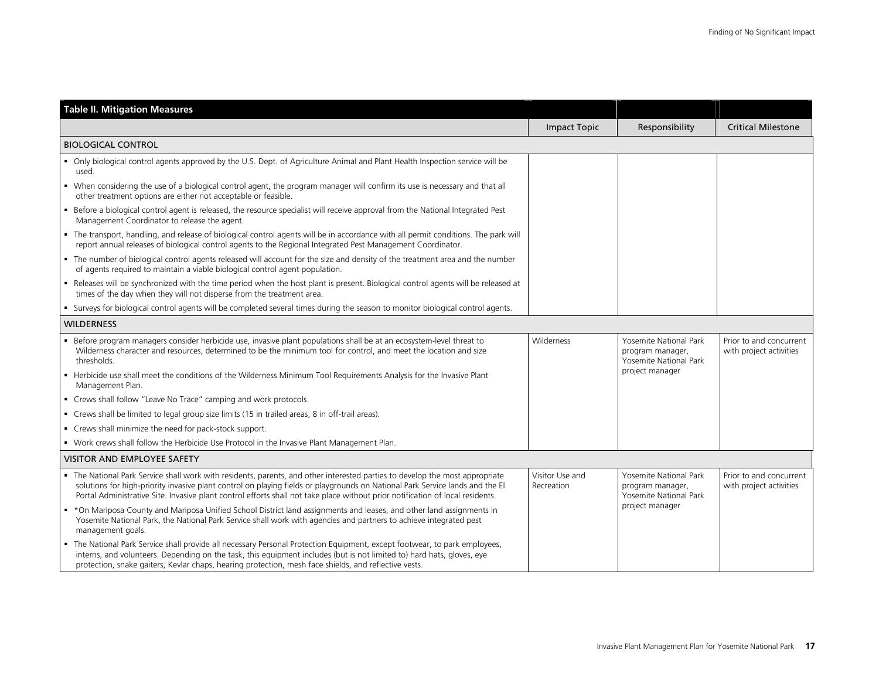| Table II. Mitigation Measures | | | |
|---|---|---|---|
| | Impact Topic | Responsibility | Critical Milestone |
| BIOLOGICAL CONTROL | | | |
| ▪ Only biological control agents approved by the U.S. Dept. of Agriculture Animal and Plant Health Inspection service will be used.<br>▪ When considering the use of a biological control agent, the program manager will confirm its use is necessary and that all other treatment options are either not acceptable or feasible.<br>▪ Before a biological control agent is released, the resource specialist will receive approval from the National Integrated Pest Management Coordinator to release the agent.<br>▪ The transport, handling, and release of biological control agents will be in accordance with all permit conditions. The park will report annual releases of biological control agents to the Regional Integrated Pest Management Coordinator.<br>▪ The number of biological control agents released will account for the size and density of the treatment area and the number of agents required to maintain a viable biological control agent population.<br>▪ Releases will be synchronized with the time period when the host plant is present. Biological control agents will be released at times of the day when they will not disperse from the treatment area.<br>▪ Surveys for biological control agents will be completed several times during the season to monitor biological control agents. | | | |
| WILDERNESS | | | |
| ▪ Before program managers consider herbicide use, invasive plant populations shall be at an ecosystem-level threat to Wilderness character and resources, determined to be the minimum tool for control, and meet the location and size thresholds.<br>▪ Herbicide use shall meet the conditions of the Wilderness Minimum Tool Requirements Analysis for the Invasive Plant Management Plan.<br>▪ Crews shall follow "Leave No Trace" camping and work protocols.<br>▪ Crews shall be limited to legal group size limits (15 in trailed areas, 8 in off-trail areas).<br>▪ Crews shall minimize the need for pack-stock support.<br>▪ Work crews shall follow the Herbicide Use Protocol in the Invasive Plant Management Plan. | Wilderness | Yosemite National Park program manager, Yosemite National Park project manager | Prior to and concurrent with project activities |
| VISITOR AND EMPLOYEE SAFETY | | | |
| ▪ The National Park Service shall work with residents, parents, and other interested parties to develop the most appropriate solutions for high-priority invasive plant control on playing fields or playgrounds on National Park Service lands and the El Portal Administrative Site. Invasive plant control efforts shall not take place without prior notification of local residents.<br>▪ *On Mariposa County and Mariposa Unified School District land assignments and leases, and other land assignments in Yosemite National Park, the National Park Service shall work with agencies and partners to achieve integrated pest management goals.<br>▪ The National Park Service shall provide all necessary Personal Protection Equipment, except footwear, to park employees, interns, and volunteers. Depending on the task, this equipment includes (but is not limited to) hard hats, gloves, eye protection, snake gaiters, Kevlar chaps, hearing protection, mesh face shields, and reflective vests. | Visitor Use and Recreation | Yosemite National Park program manager, Yosemite National Park project manager | Prior to and concurrent with project activities |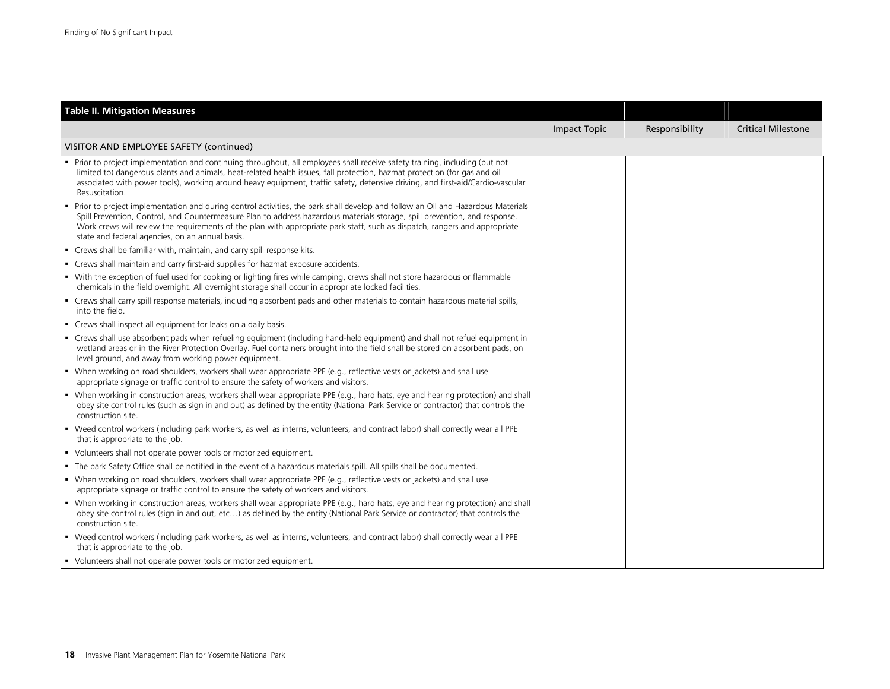| Table II. Mitigation Measures | | | |
|---|---|---|---|
| | Impact Topic | Responsibility | Critical Milestone |
| VISITOR AND EMPLOYEE SAFETY (continued) | | | |
| ▪ Prior to project implementation and continuing throughout, all employees shall receive safety training, including (but not limited to) dangerous plants and animals, heat-related health issues, fall protection, hazmat protection (for gas and oil associated with power tools), working around heavy equipment, traffic safety, defensive driving, and first-aid/Cardio-vascular Resuscitation.<br>▪ Prior to project implementation and during control activities, the park shall develop and follow an Oil and Hazardous Materials Spill Prevention, Control, and Countermeasure Plan to address hazardous materials storage, spill prevention, and response. Work crews will review the requirements of the plan with appropriate park staff, such as dispatch, rangers and appropriate state and federal agencies, on an annual basis.<br>▪ Crews shall be familiar with, maintain, and carry spill response kits.<br>▪ Crews shall maintain and carry first-aid supplies for hazmat exposure accidents.<br>▪ With the exception of fuel used for cooking or lighting fires while camping, crews shall not store hazardous or flammable chemicals in the field overnight. All overnight storage shall occur in appropriate locked facilities.<br>▪ Crews shall carry spill response materials, including absorbent pads and other materials to contain hazardous material spills, into the field.<br>▪ Crews shall inspect all equipment for leaks on a daily basis.<br>▪ Crews shall use absorbent pads when refueling equipment (including hand-held equipment) and shall not refuel equipment in wetland areas or in the River Protection Overlay. Fuel containers brought into the field shall be stored on absorbent pads, on level ground, and away from working power equipment.<br>▪ When working on road shoulders, workers shall wear appropriate PPE (e.g., reflective vests or jackets) and shall use appropriate signage or traffic control to ensure the safety of workers and visitors.<br>▪ When working in construction areas, workers shall wear appropriate PPE (e.g., hard hats, eye and hearing protection) and shall obey site control rules (such as sign in and out) as defined by the entity (National Park Service or contractor) that controls the construction site.<br>▪ Weed control workers (including park workers, as well as interns, volunteers, and contract labor) shall correctly wear all PPE that is appropriate to the job.<br>▪ Volunteers shall not operate power tools or motorized equipment.<br>▪ The park Safety Office shall be notified in the event of a hazardous materials spill. All spills shall be documented.<br>▪ When working on road shoulders, workers shall wear appropriate PPE (e.g., reflective vests or jackets) and shall use appropriate signage or traffic control to ensure the safety of workers and visitors.<br>▪ When working in construction areas, workers shall wear appropriate PPE (e.g., hard hats, eye and hearing protection) and shall obey site control rules (sign in and out, etc…) as defined by the entity (National Park Service or contractor) that controls the construction site.<br>▪ Weed control workers (including park workers, as well as interns, volunteers, and contract labor) shall correctly wear all PPE that is appropriate to the job.<br>▪ Volunteers shall not operate power tools or motorized equipment. | | | |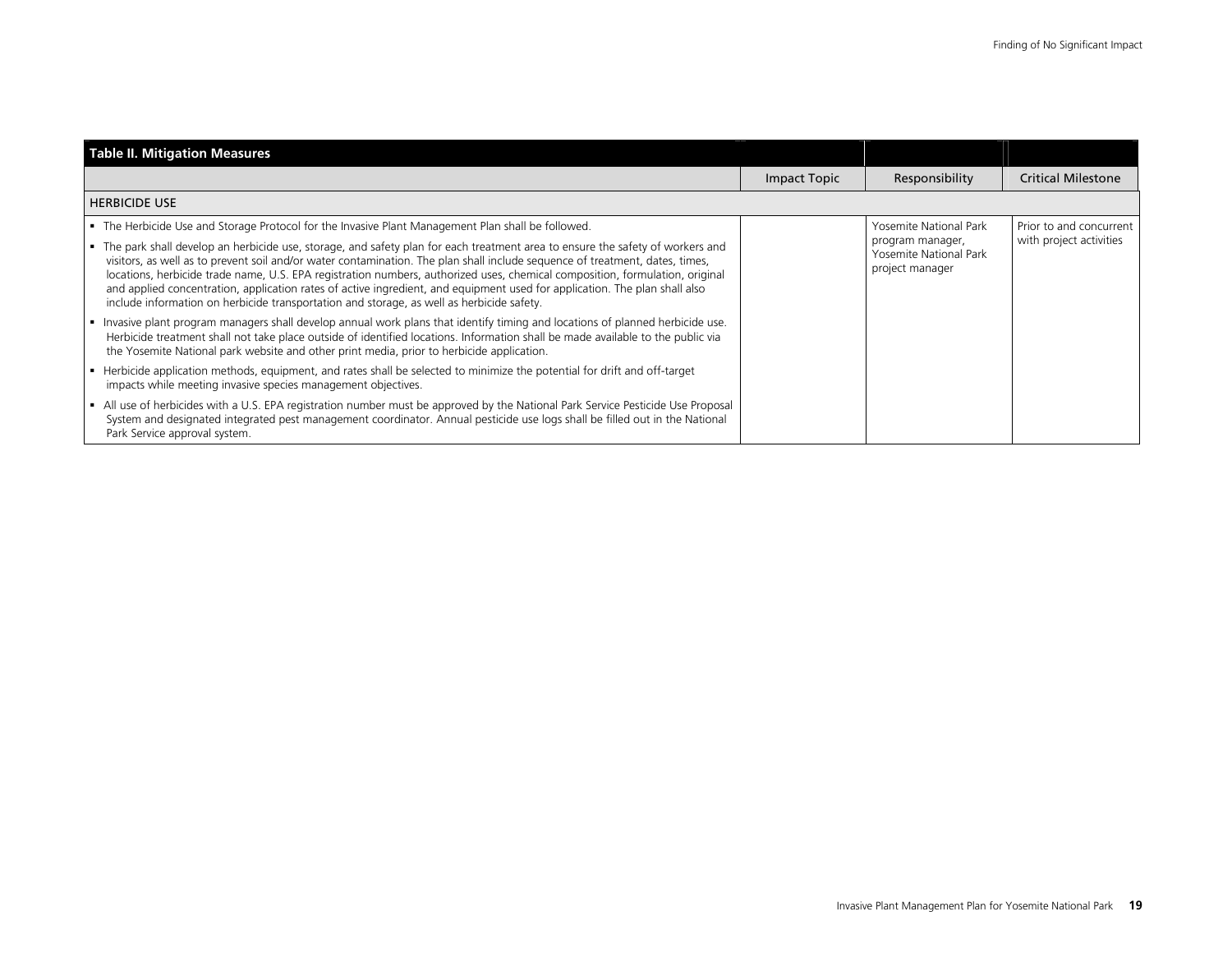| Table II. Mitigation Measures | | | |
|---|---|---|---|
| | Impact Topic | Responsibility | Critical Milestone |
| HERBICIDE USE | | | |
| ▪ The Herbicide Use and Storage Protocol for the Invasive Plant Management Plan shall be followed.<br>▪ The park shall develop an herbicide use, storage, and safety plan for each treatment area to ensure the safety of workers and visitors, as well as to prevent soil and/or water contamination. The plan shall include sequence of treatment, dates, times, locations, herbicide trade name, U.S. EPA registration numbers, authorized uses, chemical composition, formulation, original and applied concentration, application rates of active ingredient, and equipment used for application. The plan shall also include information on herbicide transportation and storage, as well as herbicide safety.<br>▪ Invasive plant program managers shall develop annual work plans that identify timing and locations of planned herbicide use. Herbicide treatment shall not take place outside of identified locations. Information shall be made available to the public via the Yosemite National park website and other print media, prior to herbicide application.<br>▪ Herbicide application methods, equipment, and rates shall be selected to minimize the potential for drift and off-target impacts while meeting invasive species management objectives.<br>▪ All use of herbicides with a U.S. EPA registration number must be approved by the National Park Service Pesticide Use Proposal System and designated integrated pest management coordinator. Annual pesticide use logs shall be filled out in the National Park Service approval system. | | Yosemite National Park program manager, Yosemite National Park project manager | Prior to and concurrent with project activities |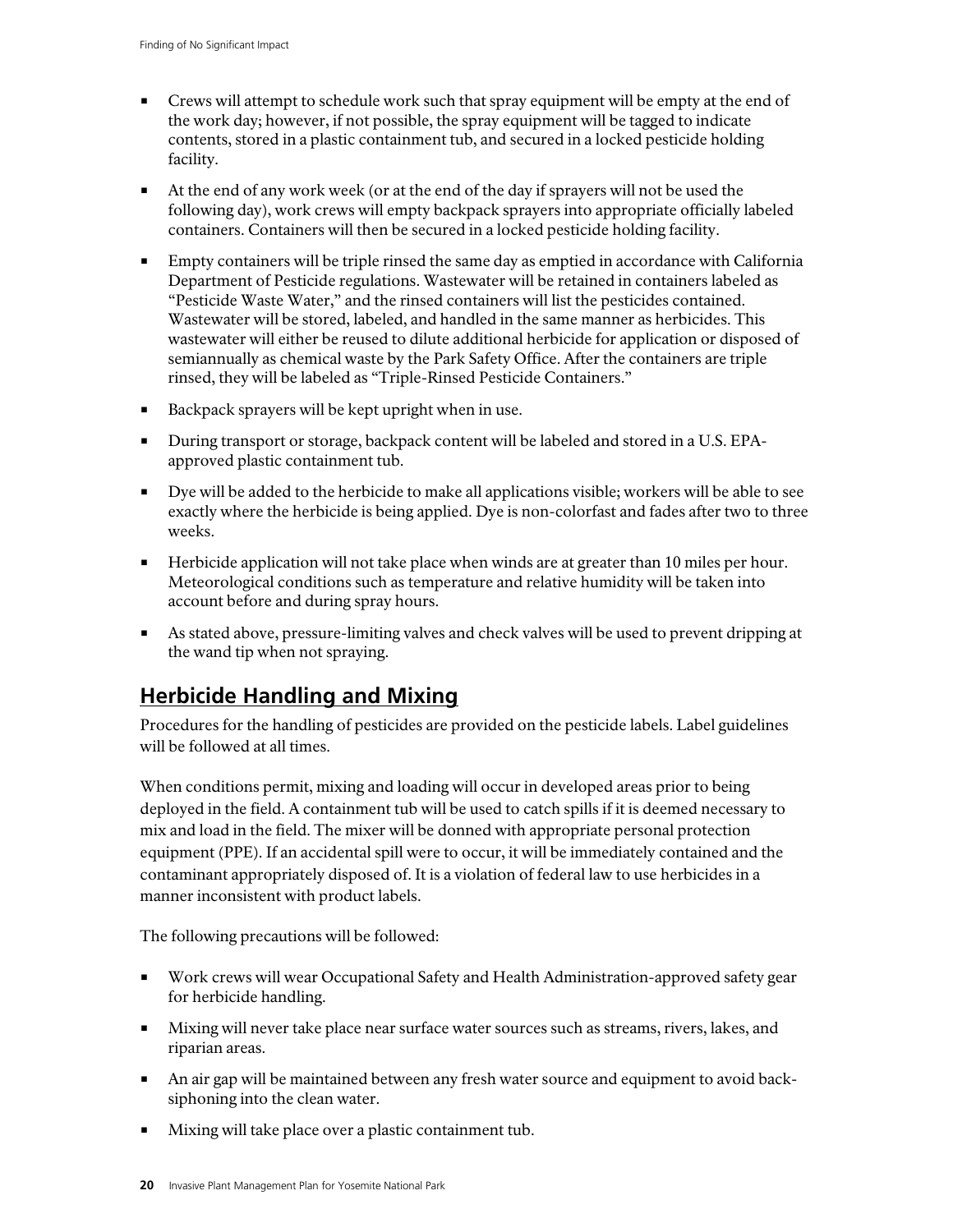- Crews will attempt to schedule work such that spray equipment will be empty at the end of the work day; however, if not possible, the spray equipment will be tagged to indicate contents, stored in a plastic containment tub, and secured in a locked pesticide holding facility.
- At the end of any work week (or at the end of the day if sprayers will not be used the following day), work crews will empty backpack sprayers into appropriate officially labeled containers. Containers will then be secured in a locked pesticide holding facility.
- Empty containers will be triple rinsed the same day as emptied in accordance with California Department of Pesticide regulations. Wastewater will be retained in containers labeled as "Pesticide Waste Water," and the rinsed containers will list the pesticides contained. Wastewater will be stored, labeled, and handled in the same manner as herbicides. This wastewater will either be reused to dilute additional herbicide for application or disposed of semiannually as chemical waste by the Park Safety Office. After the containers are triple rinsed, they will be labeled as "Triple-Rinsed Pesticide Containers."
- Backpack sprayers will be kept upright when in use.
- During transport or storage, backpack content will be labeled and stored in a U.S. EPA-approved plastic containment tub.
- Dye will be added to the herbicide to make all applications visible; workers will be able to see exactly where the herbicide is being applied. Dye is non-colorfast and fades after two to three weeks.
- Herbicide application will not take place when winds are at greater than 10 miles per hour. Meteorological conditions such as temperature and relative humidity will be taken into account before and during spray hours.
- As stated above, pressure-limiting valves and check valves will be used to prevent dripping at the wand tip when not spraying.

## Herbicide Handling and Mixing

Procedures for the handling of pesticides are provided on the pesticide labels. Label guidelines will be followed at all times.

When conditions permit, mixing and loading will occur in developed areas prior to being deployed in the field. A containment tub will be used to catch spills if it is deemed necessary to mix and load in the field. The mixer will be donned with appropriate personal protection equipment (PPE). If an accidental spill were to occur, it will be immediately contained and the contaminant appropriately disposed of. It is a violation of federal law to use herbicides in a manner inconsistent with product labels.

The following precautions will be followed:

- Work crews will wear Occupational Safety and Health Administration-approved safety gear for herbicide handling.
- Mixing will never take place near surface water sources such as streams, rivers, lakes, and riparian areas.
- An air gap will be maintained between any fresh water source and equipment to avoid back-siphoning into the clean water.
- Mixing will take place over a plastic containment tub.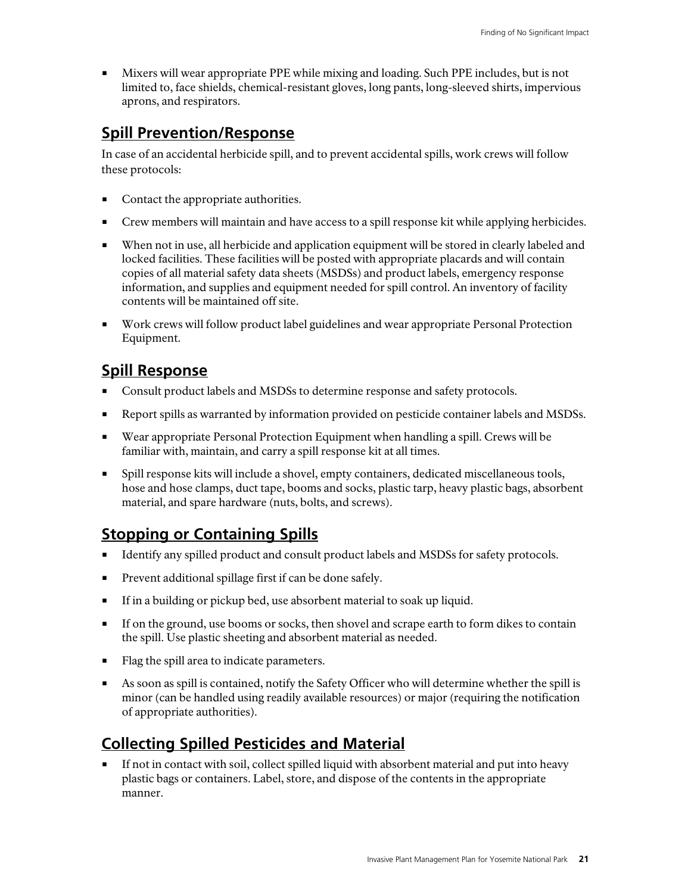- Mixers will wear appropriate PPE while mixing and loading. Such PPE includes, but is not limited to, face shields, chemical-resistant gloves, long pants, long-sleeved shirts, impervious aprons, and respirators.

## Spill Prevention/Response

In case of an accidental herbicide spill, and to prevent accidental spills, work crews will follow these protocols:

- Contact the appropriate authorities.
- Crew members will maintain and have access to a spill response kit while applying herbicides.
- When not in use, all herbicide and application equipment will be stored in clearly labeled and locked facilities. These facilities will be posted with appropriate placards and will contain copies of all material safety data sheets (MSDSs) and product labels, emergency response information, and supplies and equipment needed for spill control. An inventory of facility contents will be maintained off site.
- Work crews will follow product label guidelines and wear appropriate Personal Protection Equipment.

## Spill Response

- Consult product labels and MSDSs to determine response and safety protocols.
- Report spills as warranted by information provided on pesticide container labels and MSDSs.
- Wear appropriate Personal Protection Equipment when handling a spill. Crews will be familiar with, maintain, and carry a spill response kit at all times.
- Spill response kits will include a shovel, empty containers, dedicated miscellaneous tools, hose and hose clamps, duct tape, booms and socks, plastic tarp, heavy plastic bags, absorbent material, and spare hardware (nuts, bolts, and screws).

## Stopping or Containing Spills

- Identify any spilled product and consult product labels and MSDSs for safety protocols.
- Prevent additional spillage first if can be done safely.
- If in a building or pickup bed, use absorbent material to soak up liquid.
- If on the ground, use booms or socks, then shovel and scrape earth to form dikes to contain the spill. Use plastic sheeting and absorbent material as needed.
- Flag the spill area to indicate parameters.
- As soon as spill is contained, notify the Safety Officer who will determine whether the spill is minor (can be handled using readily available resources) or major (requiring the notification of appropriate authorities).

## Collecting Spilled Pesticides and Material

- If not in contact with soil, collect spilled liquid with absorbent material and put into heavy plastic bags or containers. Label, store, and dispose of the contents in the appropriate manner.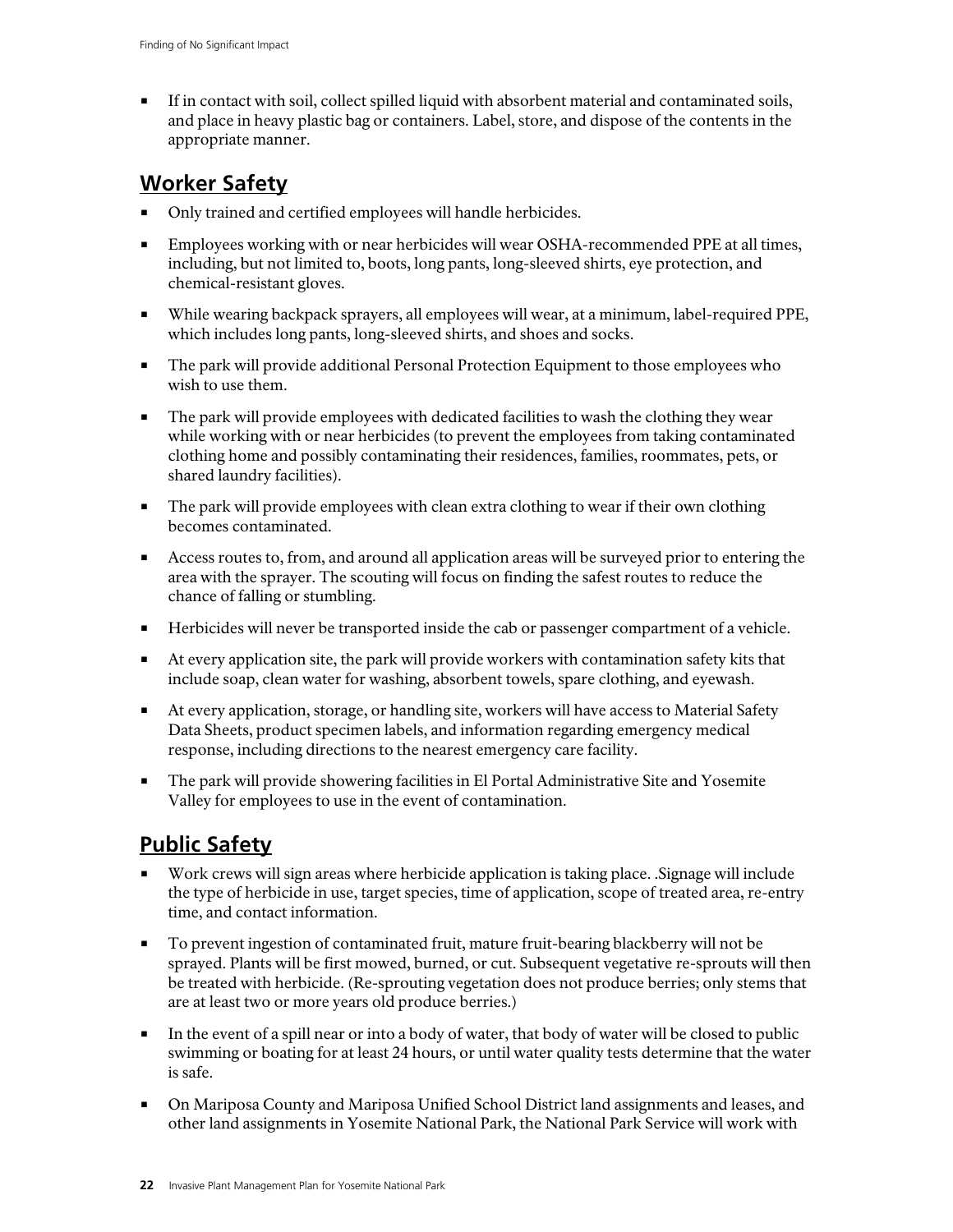- If in contact with soil, collect spilled liquid with absorbent material and contaminated soils, and place in heavy plastic bag or containers. Label, store, and dispose of the contents in the appropriate manner.

## Worker Safety

- Only trained and certified employees will handle herbicides.
- Employees working with or near herbicides will wear OSHA-recommended PPE at all times, including, but not limited to, boots, long pants, long-sleeved shirts, eye protection, and chemical-resistant gloves.
- While wearing backpack sprayers, all employees will wear, at a minimum, label-required PPE, which includes long pants, long-sleeved shirts, and shoes and socks.
- The park will provide additional Personal Protection Equipment to those employees who wish to use them.
- The park will provide employees with dedicated facilities to wash the clothing they wear while working with or near herbicides (to prevent the employees from taking contaminated clothing home and possibly contaminating their residences, families, roommates, pets, or shared laundry facilities).
- The park will provide employees with clean extra clothing to wear if their own clothing becomes contaminated.
- Access routes to, from, and around all application areas will be surveyed prior to entering the area with the sprayer. The scouting will focus on finding the safest routes to reduce the chance of falling or stumbling.
- Herbicides will never be transported inside the cab or passenger compartment of a vehicle.
- At every application site, the park will provide workers with contamination safety kits that include soap, clean water for washing, absorbent towels, spare clothing, and eyewash.
- At every application, storage, or handling site, workers will have access to Material Safety Data Sheets, product specimen labels, and information regarding emergency medical response, including directions to the nearest emergency care facility.
- The park will provide showering facilities in El Portal Administrative Site and Yosemite Valley for employees to use in the event of contamination.

## Public Safety

- Work crews will sign areas where herbicide application is taking place. .Signage will include the type of herbicide in use, target species, time of application, scope of treated area, re-entry time, and contact information.
- To prevent ingestion of contaminated fruit, mature fruit-bearing blackberry will not be sprayed. Plants will be first mowed, burned, or cut. Subsequent vegetative re-sprouts will then be treated with herbicide. (Re-sprouting vegetation does not produce berries; only stems that are at least two or more years old produce berries.)
- In the event of a spill near or into a body of water, that body of water will be closed to public swimming or boating for at least 24 hours, or until water quality tests determine that the water is safe.
- On Mariposa County and Mariposa Unified School District land assignments and leases, and other land assignments in Yosemite National Park, the National Park Service will work with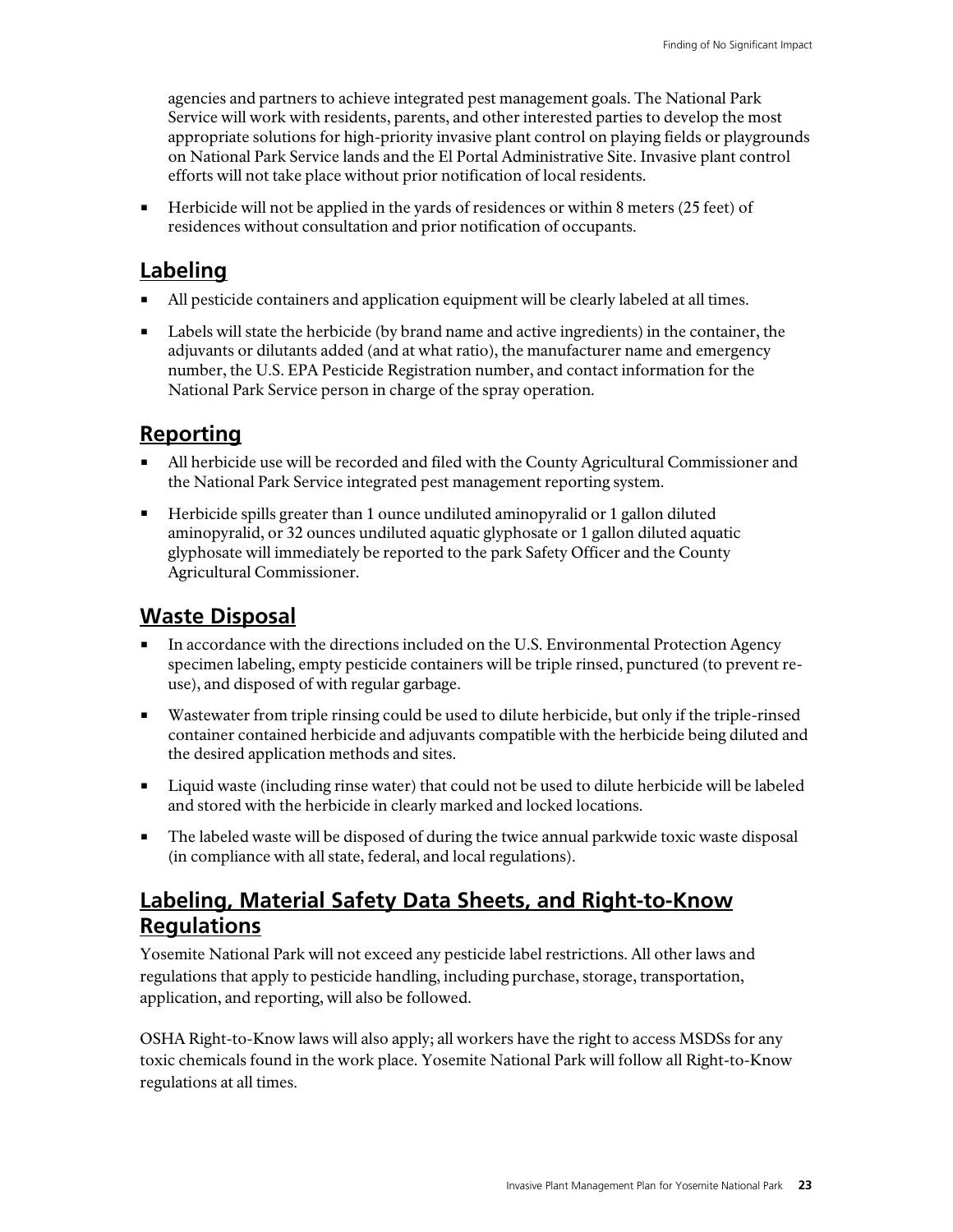agencies and partners to achieve integrated pest management goals. The National Park Service will work with residents, parents, and other interested parties to develop the most appropriate solutions for high-priority invasive plant control on playing fields or playgrounds on National Park Service lands and the El Portal Administrative Site. Invasive plant control efforts will not take place without prior notification of local residents.

- Herbicide will not be applied in the yards of residences or within 8 meters (25 feet) of residences without consultation and prior notification of occupants.

## Labeling

- All pesticide containers and application equipment will be clearly labeled at all times.
- Labels will state the herbicide (by brand name and active ingredients) in the container, the adjuvants or dilutants added (and at what ratio), the manufacturer name and emergency number, the U.S. EPA Pesticide Registration number, and contact information for the National Park Service person in charge of the spray operation.

## Reporting

- All herbicide use will be recorded and filed with the County Agricultural Commissioner and the National Park Service integrated pest management reporting system.
- Herbicide spills greater than 1 ounce undiluted aminopyralid or 1 gallon diluted aminopyralid, or 32 ounces undiluted aquatic glyphosate or 1 gallon diluted aquatic glyphosate will immediately be reported to the park Safety Officer and the County Agricultural Commissioner.

## Waste Disposal

- In accordance with the directions included on the U.S. Environmental Protection Agency specimen labeling, empty pesticide containers will be triple rinsed, punctured (to prevent re-use), and disposed of with regular garbage.
- Wastewater from triple rinsing could be used to dilute herbicide, but only if the triple-rinsed container contained herbicide and adjuvants compatible with the herbicide being diluted and the desired application methods and sites.
- Liquid waste (including rinse water) that could not be used to dilute herbicide will be labeled and stored with the herbicide in clearly marked and locked locations.
- The labeled waste will be disposed of during the twice annual parkwide toxic waste disposal (in compliance with all state, federal, and local regulations).

## Labeling, Material Safety Data Sheets, and Right-to-Know Regulations

Yosemite National Park will not exceed any pesticide label restrictions. All other laws and regulations that apply to pesticide handling, including purchase, storage, transportation, application, and reporting, will also be followed.

OSHA Right-to-Know laws will also apply; all workers have the right to access MSDSs for any toxic chemicals found in the work place. Yosemite National Park will follow all Right-to-Know regulations at all times.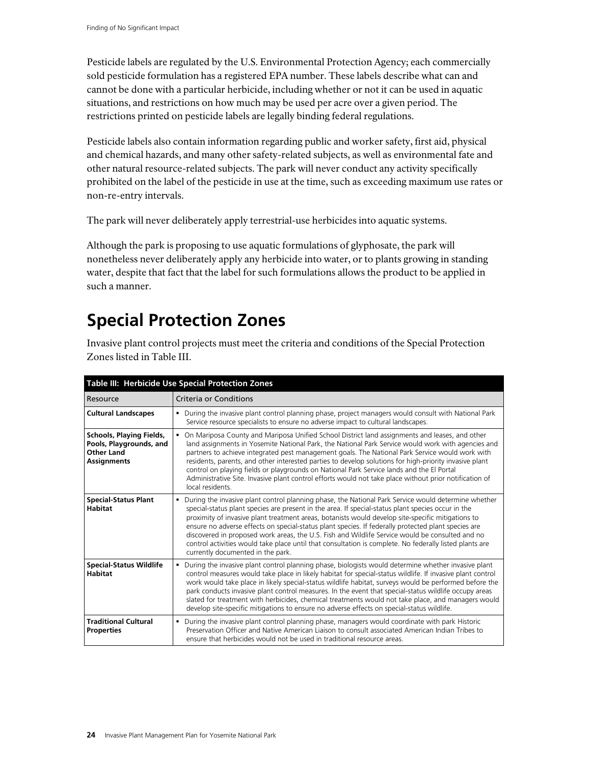Pesticide labels are regulated by the U.S. Environmental Protection Agency; each commercially sold pesticide formulation has a registered EPA number. These labels describe what can and cannot be done with a particular herbicide, including whether or not it can be used in aquatic situations, and restrictions on how much may be used per acre over a given period. The restrictions printed on pesticide labels are legally binding federal regulations.

Pesticide labels also contain information regarding public and worker safety, first aid, physical and chemical hazards, and many other safety-related subjects, as well as environmental fate and other natural resource-related subjects. The park will never conduct any activity specifically prohibited on the label of the pesticide in use at the time, such as exceeding maximum use rates or non-re-entry intervals.

The park will never deliberately apply terrestrial-use herbicides into aquatic systems.

Although the park is proposing to use aquatic formulations of glyphosate, the park will nonetheless never deliberately apply any herbicide into water, or to plants growing in standing water, despite that fact that the label for such formulations allows the product to be applied in such a manner.

# Special Protection Zones

Invasive plant control projects must meet the criteria and conditions of the Special Protection Zones listed in Table III.

**Table III: Herbicide Use Special Protection Zones**

| Resource | Criteria or Conditions |
|---|---|
| **Cultural Landscapes** | ▪ During the invasive plant control planning phase, project managers would consult with National Park Service resource specialists to ensure no adverse impact to cultural landscapes. |
| **Schools, Playing Fields, Pools, Playgrounds, and Other Land Assignments** | ▪ On Mariposa County and Mariposa Unified School District land assignments and leases, and other land assignments in Yosemite National Park, the National Park Service would work with agencies and partners to achieve integrated pest management goals. The National Park Service would work with residents, parents, and other interested parties to develop solutions for high-priority invasive plant control on playing fields or playgrounds on National Park Service lands and the El Portal Administrative Site. Invasive plant control efforts would not take place without prior notification of local residents. |
| **Special-Status Plant Habitat** | ▪ During the invasive plant control planning phase, the National Park Service would determine whether special-status plant species are present in the area. If special-status plant species occur in the proximity of invasive plant treatment areas, botanists would develop site-specific mitigations to ensure no adverse effects on special-status plant species. If federally protected plant species are discovered in proposed work areas, the U.S. Fish and Wildlife Service would be consulted and no control activities would take place until that consultation is complete. No federally listed plants are currently documented in the park. |
| **Special-Status Wildlife Habitat** | ▪ During the invasive plant control planning phase, biologists would determine whether invasive plant control measures would take place in likely habitat for special-status wildlife. If invasive plant control work would take place in likely special-status wildlife habitat, surveys would be performed before the park conducts invasive plant control measures. In the event that special-status wildlife occupy areas slated for treatment with herbicides, chemical treatments would not take place, and managers would develop site-specific mitigations to ensure no adverse effects on special-status wildlife. |
| **Traditional Cultural Properties** | ▪ During the invasive plant control planning phase, managers would coordinate with park Historic Preservation Officer and Native American Liaison to consult associated American Indian Tribes to ensure that herbicides would not be used in traditional resource areas. |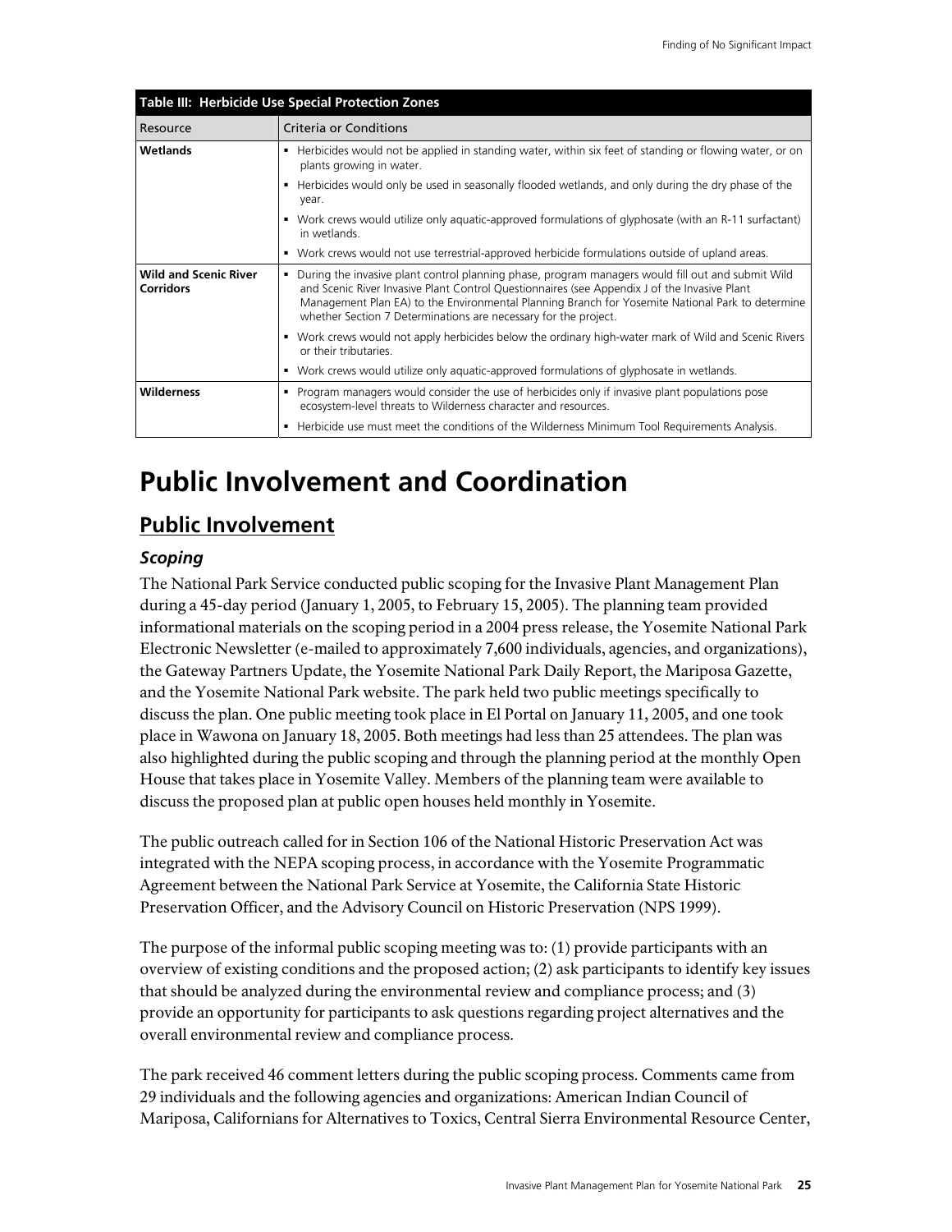| Table III: Herbicide Use Special Protection Zones | |
|---|---|
| Resource | Criteria or Conditions |
| **Wetlands** | ▪ Herbicides would not be applied in standing water, within six feet of standing or flowing water, or on plants growing in water.<br>▪ Herbicides would only be used in seasonally flooded wetlands, and only during the dry phase of the year.<br>▪ Work crews would utilize only aquatic-approved formulations of glyphosate (with an R-11 surfactant) in wetlands.<br>▪ Work crews would not use terrestrial-approved herbicide formulations outside of upland areas. |
| **Wild and Scenic River Corridors** | ▪ During the invasive plant control planning phase, program managers would fill out and submit Wild and Scenic River Invasive Plant Control Questionnaires (see Appendix J of the Invasive Plant Management Plan EA) to the Environmental Planning Branch for Yosemite National Park to determine whether Section 7 Determinations are necessary for the project.<br>▪ Work crews would not apply herbicides below the ordinary high-water mark of Wild and Scenic Rivers or their tributaries.<br>▪ Work crews would utilize only aquatic-approved formulations of glyphosate in wetlands. |
| **Wilderness** | ▪ Program managers would consider the use of herbicides only if invasive plant populations pose ecosystem-level threats to Wilderness character and resources.<br>▪ Herbicide use must meet the conditions of the Wilderness Minimum Tool Requirements Analysis. |

# Public Involvement and Coordination

## Public Involvement

### *Scoping*

The National Park Service conducted public scoping for the Invasive Plant Management Plan during a 45-day period (January 1, 2005, to February 15, 2005). The planning team provided informational materials on the scoping period in a 2004 press release, the Yosemite National Park Electronic Newsletter (e-mailed to approximately 7,600 individuals, agencies, and organizations), the Gateway Partners Update, the Yosemite National Park Daily Report, the Mariposa Gazette, and the Yosemite National Park website. The park held two public meetings specifically to discuss the plan. One public meeting took place in El Portal on January 11, 2005, and one took place in Wawona on January 18, 2005. Both meetings had less than 25 attendees. The plan was also highlighted during the public scoping and through the planning period at the monthly Open House that takes place in Yosemite Valley. Members of the planning team were available to discuss the proposed plan at public open houses held monthly in Yosemite.

The public outreach called for in Section 106 of the National Historic Preservation Act was integrated with the NEPA scoping process, in accordance with the Yosemite Programmatic Agreement between the National Park Service at Yosemite, the California State Historic Preservation Officer, and the Advisory Council on Historic Preservation (NPS 1999).

The purpose of the informal public scoping meeting was to: (1) provide participants with an overview of existing conditions and the proposed action; (2) ask participants to identify key issues that should be analyzed during the environmental review and compliance process; and (3) provide an opportunity for participants to ask questions regarding project alternatives and the overall environmental review and compliance process.

The park received 46 comment letters during the public scoping process. Comments came from 29 individuals and the following agencies and organizations: American Indian Council of Mariposa, Californians for Alternatives to Toxics, Central Sierra Environmental Resource Center,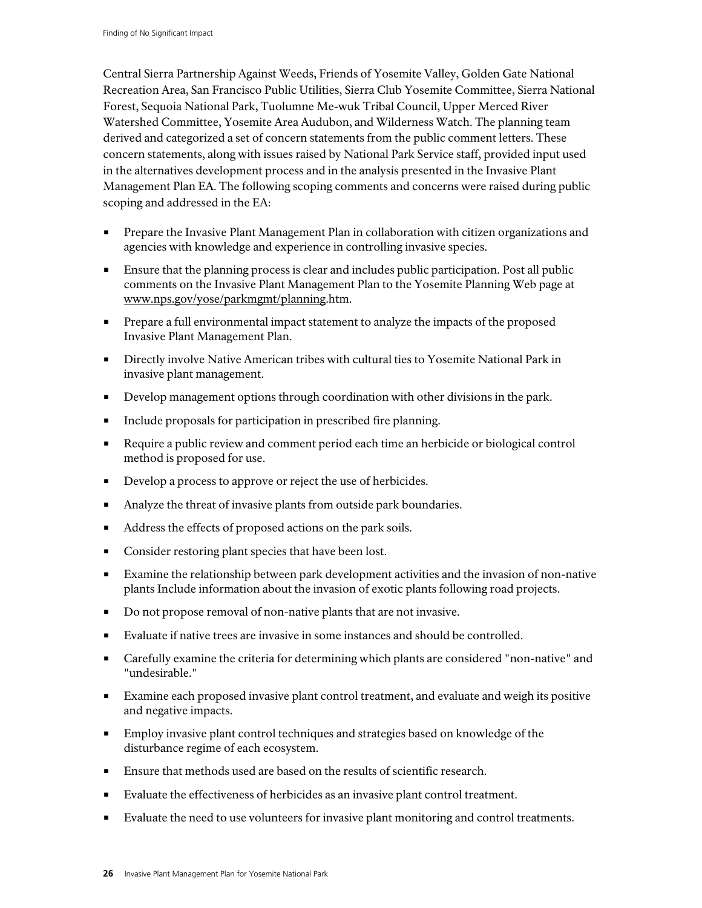Central Sierra Partnership Against Weeds, Friends of Yosemite Valley, Golden Gate National Recreation Area, San Francisco Public Utilities, Sierra Club Yosemite Committee, Sierra National Forest, Sequoia National Park, Tuolumne Me-wuk Tribal Council, Upper Merced River Watershed Committee, Yosemite Area Audubon, and Wilderness Watch. The planning team derived and categorized a set of concern statements from the public comment letters. These concern statements, along with issues raised by National Park Service staff, provided input used in the alternatives development process and in the analysis presented in the Invasive Plant Management Plan EA. The following scoping comments and concerns were raised during public scoping and addressed in the EA:

- Prepare the Invasive Plant Management Plan in collaboration with citizen organizations and agencies with knowledge and experience in controlling invasive species.
- Ensure that the planning process is clear and includes public participation. Post all public comments on the Invasive Plant Management Plan to the Yosemite Planning Web page at www.nps.gov/yose/parkmgmt/planning.htm.
- Prepare a full environmental impact statement to analyze the impacts of the proposed Invasive Plant Management Plan.
- Directly involve Native American tribes with cultural ties to Yosemite National Park in invasive plant management.
- Develop management options through coordination with other divisions in the park.
- Include proposals for participation in prescribed fire planning.
- Require a public review and comment period each time an herbicide or biological control method is proposed for use.
- Develop a process to approve or reject the use of herbicides.
- Analyze the threat of invasive plants from outside park boundaries.
- Address the effects of proposed actions on the park soils.
- Consider restoring plant species that have been lost.
- Examine the relationship between park development activities and the invasion of non-native plants Include information about the invasion of exotic plants following road projects.
- Do not propose removal of non-native plants that are not invasive.
- Evaluate if native trees are invasive in some instances and should be controlled.
- Carefully examine the criteria for determining which plants are considered "non-native" and "undesirable."
- Examine each proposed invasive plant control treatment, and evaluate and weigh its positive and negative impacts.
- Employ invasive plant control techniques and strategies based on knowledge of the disturbance regime of each ecosystem.
- Ensure that methods used are based on the results of scientific research.
- Evaluate the effectiveness of herbicides as an invasive plant control treatment.
- Evaluate the need to use volunteers for invasive plant monitoring and control treatments.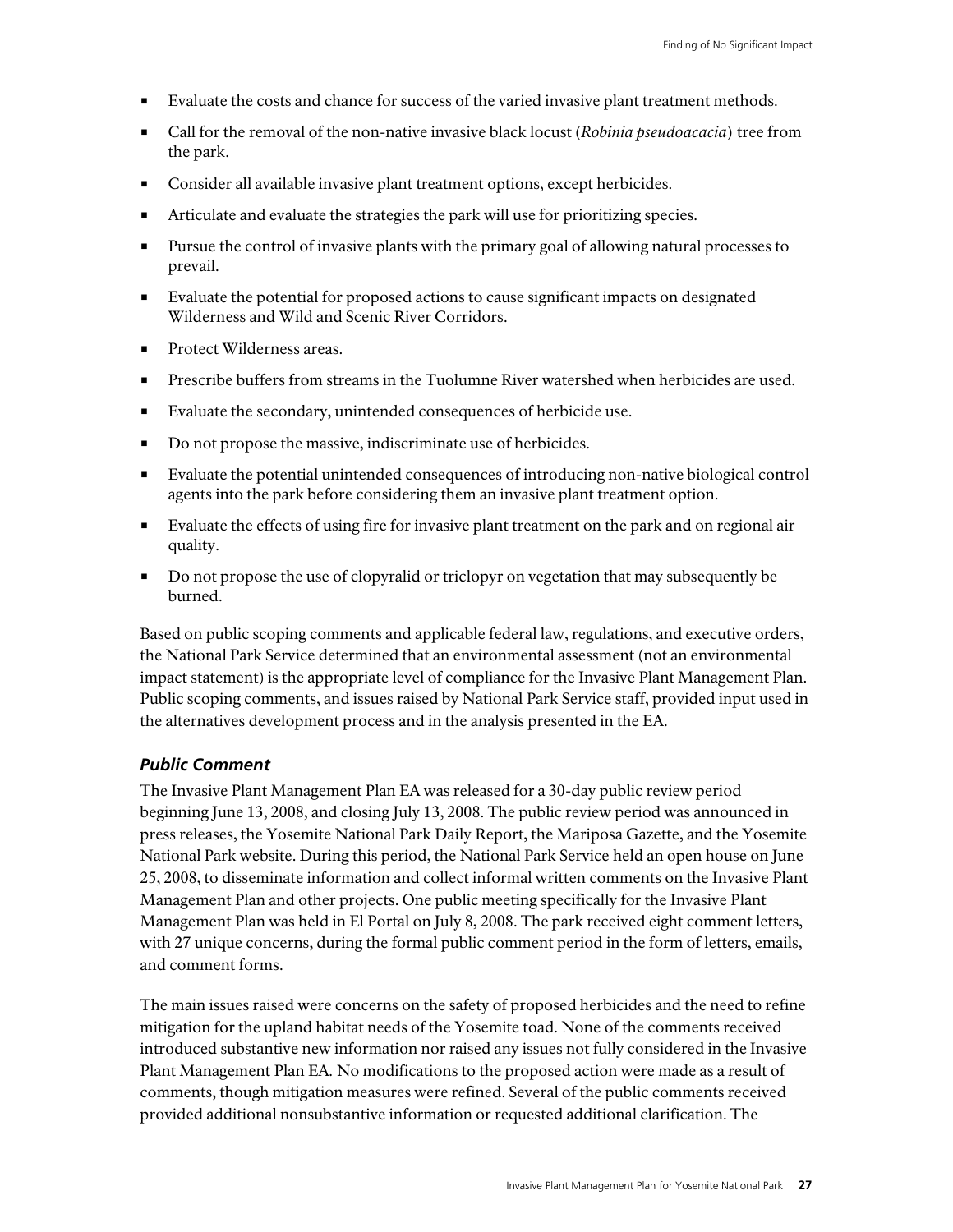- Evaluate the costs and chance for success of the varied invasive plant treatment methods.
- Call for the removal of the non-native invasive black locust (*Robinia pseudoacacia*) tree from the park.
- Consider all available invasive plant treatment options, except herbicides.
- Articulate and evaluate the strategies the park will use for prioritizing species.
- Pursue the control of invasive plants with the primary goal of allowing natural processes to prevail.
- Evaluate the potential for proposed actions to cause significant impacts on designated Wilderness and Wild and Scenic River Corridors.
- Protect Wilderness areas.
- Prescribe buffers from streams in the Tuolumne River watershed when herbicides are used.
- Evaluate the secondary, unintended consequences of herbicide use.
- Do not propose the massive, indiscriminate use of herbicides.
- Evaluate the potential unintended consequences of introducing non-native biological control agents into the park before considering them an invasive plant treatment option.
- Evaluate the effects of using fire for invasive plant treatment on the park and on regional air quality.
- Do not propose the use of clopyralid or triclopyr on vegetation that may subsequently be burned.

Based on public scoping comments and applicable federal law, regulations, and executive orders, the National Park Service determined that an environmental assessment (not an environmental impact statement) is the appropriate level of compliance for the Invasive Plant Management Plan. Public scoping comments, and issues raised by National Park Service staff, provided input used in the alternatives development process and in the analysis presented in the EA.

### *Public Comment*

The Invasive Plant Management Plan EA was released for a 30-day public review period beginning June 13, 2008, and closing July 13, 2008. The public review period was announced in press releases, the Yosemite National Park Daily Report, the Mariposa Gazette, and the Yosemite National Park website. During this period, the National Park Service held an open house on June 25, 2008, to disseminate information and collect informal written comments on the Invasive Plant Management Plan and other projects. One public meeting specifically for the Invasive Plant Management Plan was held in El Portal on July 8, 2008. The park received eight comment letters, with 27 unique concerns, during the formal public comment period in the form of letters, emails, and comment forms.

The main issues raised were concerns on the safety of proposed herbicides and the need to refine mitigation for the upland habitat needs of the Yosemite toad. None of the comments received introduced substantive new information nor raised any issues not fully considered in the Invasive Plant Management Plan EA. No modifications to the proposed action were made as a result of comments, though mitigation measures were refined. Several of the public comments received provided additional nonsubstantive information or requested additional clarification. The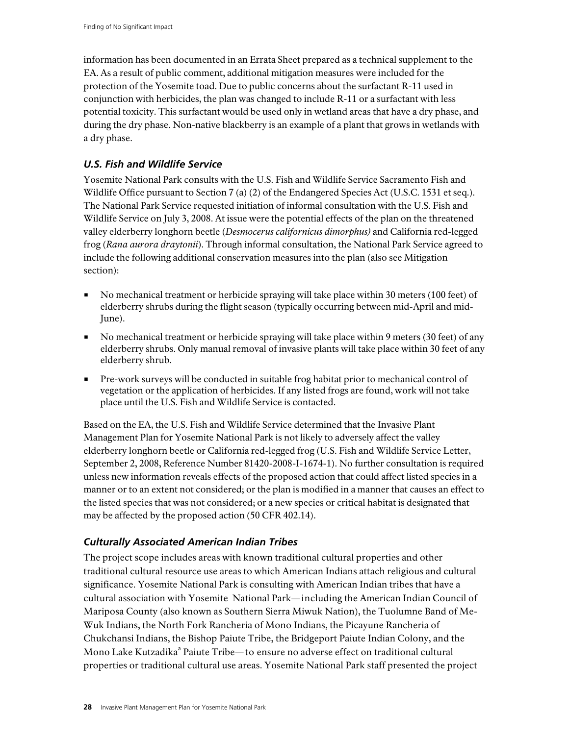information has been documented in an Errata Sheet prepared as a technical supplement to the EA. As a result of public comment, additional mitigation measures were included for the protection of the Yosemite toad. Due to public concerns about the surfactant R-11 used in conjunction with herbicides, the plan was changed to include R-11 or a surfactant with less potential toxicity. This surfactant would be used only in wetland areas that have a dry phase, and during the dry phase. Non-native blackberry is an example of a plant that grows in wetlands with a dry phase.

### *U.S. Fish and Wildlife Service*

Yosemite National Park consults with the U.S. Fish and Wildlife Service Sacramento Fish and Wildlife Office pursuant to Section 7 (a) (2) of the Endangered Species Act (U.S.C. 1531 et seq.). The National Park Service requested initiation of informal consultation with the U.S. Fish and Wildlife Service on July 3, 2008. At issue were the potential effects of the plan on the threatened valley elderberry longhorn beetle (*Desmocerus californicus dimorphus)* and California red-legged frog (*Rana aurora draytonii*). Through informal consultation, the National Park Service agreed to include the following additional conservation measures into the plan (also see Mitigation section):

- No mechanical treatment or herbicide spraying will take place within 30 meters (100 feet) of elderberry shrubs during the flight season (typically occurring between mid-April and mid-June).
- No mechanical treatment or herbicide spraying will take place within 9 meters (30 feet) of any elderberry shrubs. Only manual removal of invasive plants will take place within 30 feet of any elderberry shrub.
- Pre-work surveys will be conducted in suitable frog habitat prior to mechanical control of vegetation or the application of herbicides. If any listed frogs are found, work will not take place until the U.S. Fish and Wildlife Service is contacted.

Based on the EA, the U.S. Fish and Wildlife Service determined that the Invasive Plant Management Plan for Yosemite National Park is not likely to adversely affect the valley elderberry longhorn beetle or California red-legged frog (U.S. Fish and Wildlife Service Letter, September 2, 2008, Reference Number 81420-2008-I-1674-1). No further consultation is required unless new information reveals effects of the proposed action that could affect listed species in a manner or to an extent not considered; or the plan is modified in a manner that causes an effect to the listed species that was not considered; or a new species or critical habitat is designated that may be affected by the proposed action (50 CFR 402.14).

### *Culturally Associated American Indian Tribes*

The project scope includes areas with known traditional cultural properties and other traditional cultural resource use areas to which American Indians attach religious and cultural significance. Yosemite National Park is consulting with American Indian tribes that have a cultural association with Yosemite National Park—including the American Indian Council of Mariposa County (also known as Southern Sierra Miwuk Nation), the Tuolumne Band of Me-Wuk Indians, the North Fork Rancheria of Mono Indians, the Picayune Rancheria of Chukchansi Indians, the Bishop Paiute Tribe, the Bridgeport Paiute Indian Colony, and the Mono Lake Kutzadika[a] Paiute Tribe—to ensure no adverse effect on traditional cultural properties or traditional cultural use areas. Yosemite National Park staff presented the project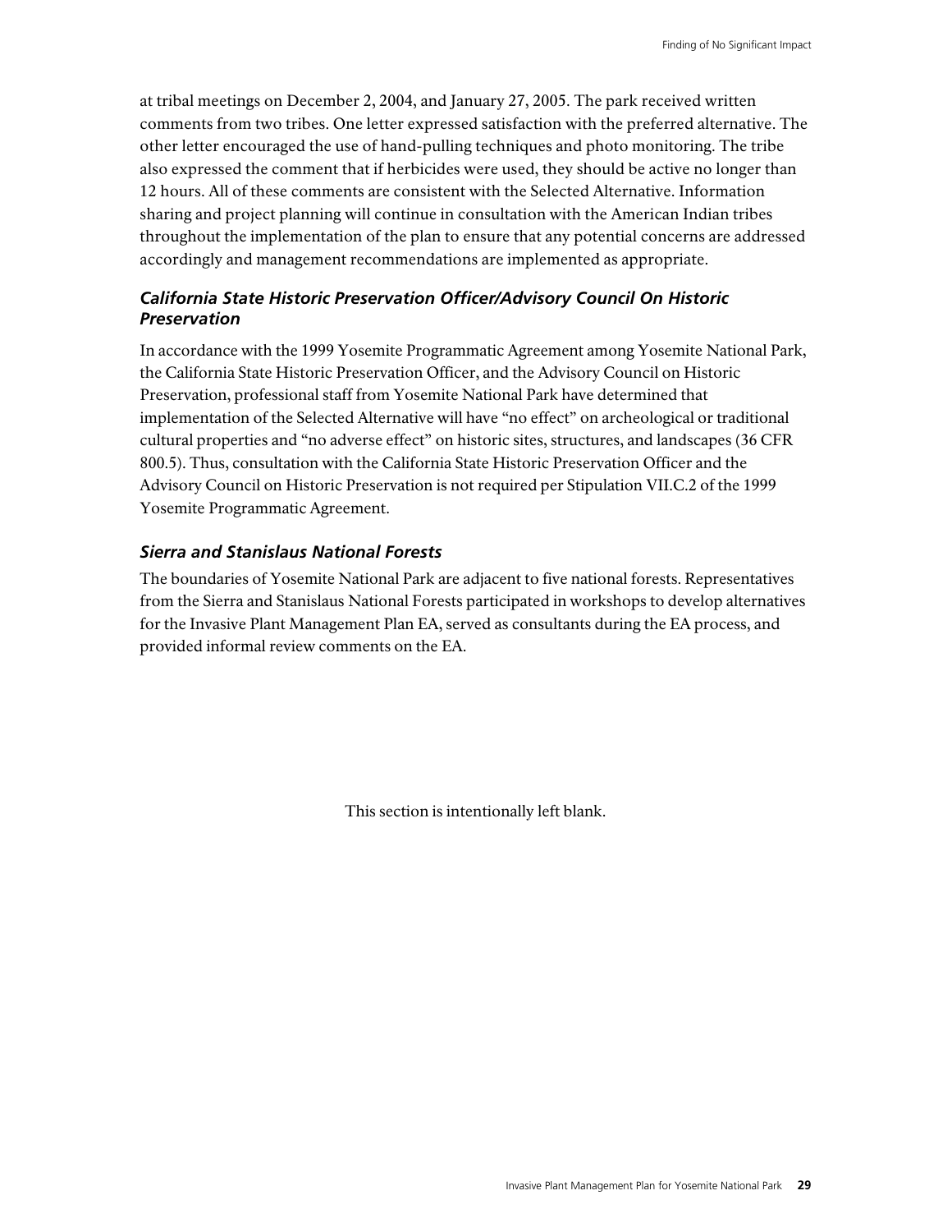at tribal meetings on December 2, 2004, and January 27, 2005. The park received written comments from two tribes. One letter expressed satisfaction with the preferred alternative. The other letter encouraged the use of hand-pulling techniques and photo monitoring. The tribe also expressed the comment that if herbicides were used, they should be active no longer than 12 hours. All of these comments are consistent with the Selected Alternative. Information sharing and project planning will continue in consultation with the American Indian tribes throughout the implementation of the plan to ensure that any potential concerns are addressed accordingly and management recommendations are implemented as appropriate.

### *California State Historic Preservation Officer/Advisory Council On Historic Preservation*

In accordance with the 1999 Yosemite Programmatic Agreement among Yosemite National Park, the California State Historic Preservation Officer, and the Advisory Council on Historic Preservation, professional staff from Yosemite National Park have determined that implementation of the Selected Alternative will have "no effect" on archeological or traditional cultural properties and "no adverse effect" on historic sites, structures, and landscapes (36 CFR 800.5). Thus, consultation with the California State Historic Preservation Officer and the Advisory Council on Historic Preservation is not required per Stipulation VII.C.2 of the 1999 Yosemite Programmatic Agreement.

### *Sierra and Stanislaus National Forests*

The boundaries of Yosemite National Park are adjacent to five national forests. Representatives from the Sierra and Stanislaus National Forests participated in workshops to develop alternatives for the Invasive Plant Management Plan EA, served as consultants during the EA process, and provided informal review comments on the EA.

This section is intentionally left blank.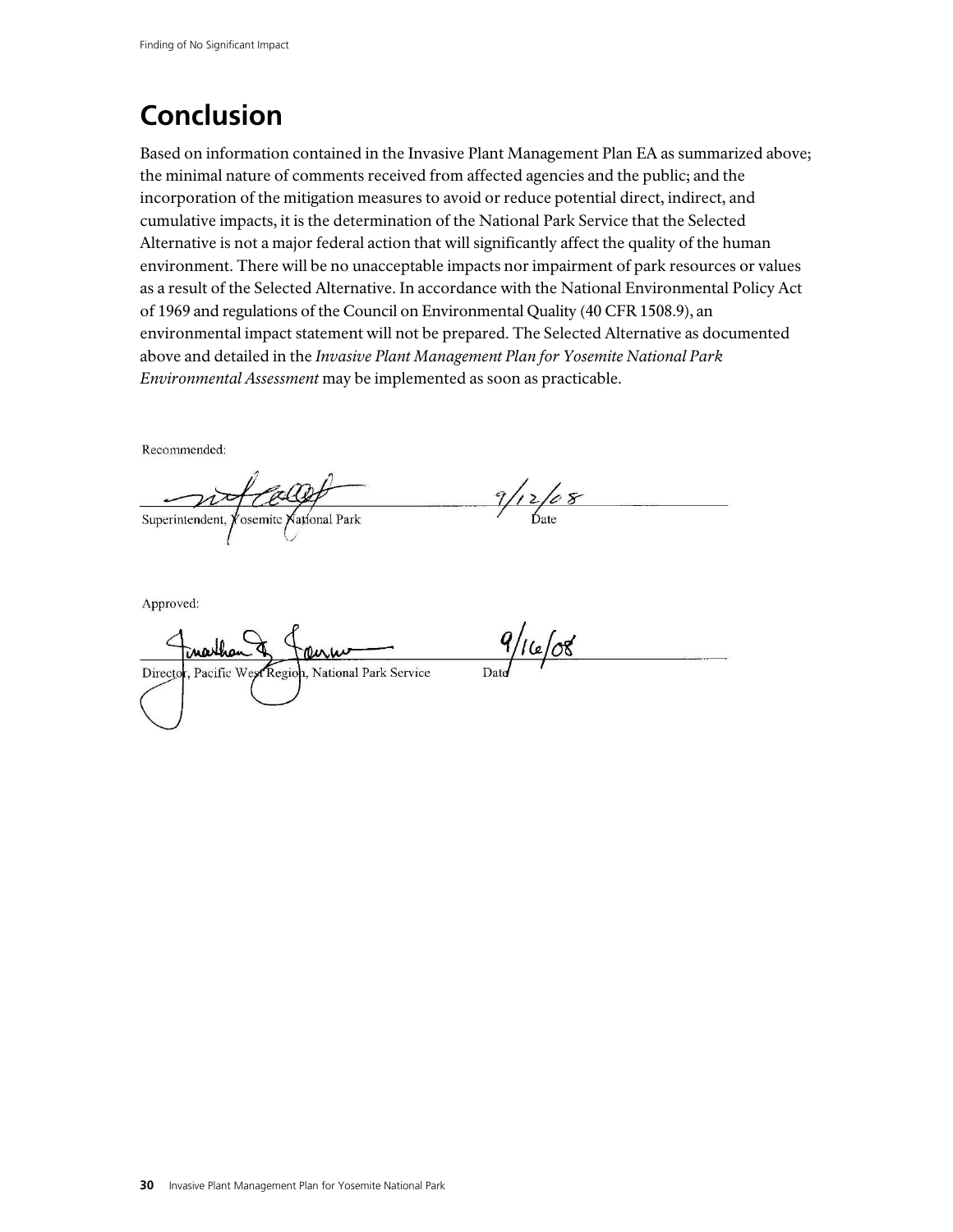# Conclusion

Based on information contained in the Invasive Plant Management Plan EA as summarized above; the minimal nature of comments received from affected agencies and the public; and the incorporation of the mitigation measures to avoid or reduce potential direct, indirect, and cumulative impacts, it is the determination of the National Park Service that the Selected Alternative is not a major federal action that will significantly affect the quality of the human environment. There will be no unacceptable impacts nor impairment of park resources or values as a result of the Selected Alternative. In accordance with the National Environmental Policy Act of 1969 and regulations of the Council on Environmental Quality (40 CFR 1508.9), an environmental impact statement will not be prepared. The Selected Alternative as documented above and detailed in the *Invasive Plant Management Plan for Yosemite National Park Environmental Assessment* may be implemented as soon as practicable.

Recommended:

Superintendent, Yosemite National Park — Date: 9/12/08

Approved:

Director, Pacific West Region, National Park Service — Date: 9/16/08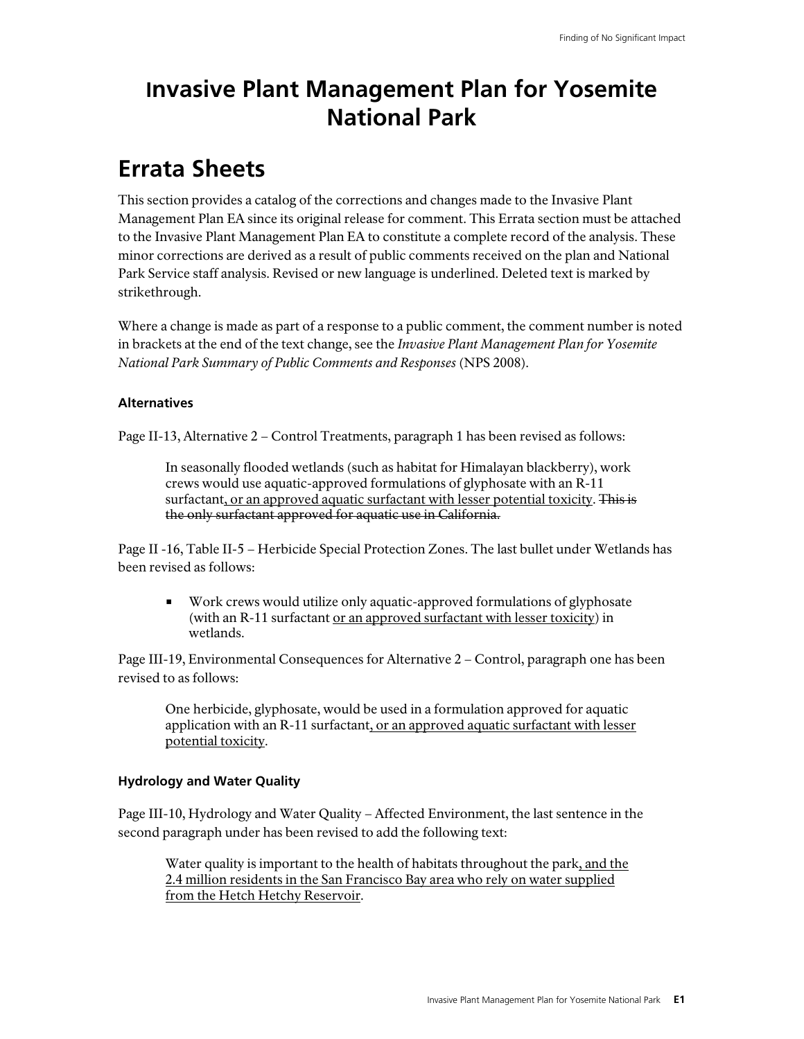# Invasive Plant Management Plan for Yosemite National Park

## Errata Sheets

This section provides a catalog of the corrections and changes made to the Invasive Plant Management Plan EA since its original release for comment. This Errata section must be attached to the Invasive Plant Management Plan EA to constitute a complete record of the analysis. These minor corrections are derived as a result of public comments received on the plan and National Park Service staff analysis. Revised or new language is underlined. Deleted text is marked by strikethrough.

Where a change is made as part of a response to a public comment, the comment number is noted in brackets at the end of the text change, see the *Invasive Plant Management Plan for Yosemite National Park Summary of Public Comments and Responses* (NPS 2008).

#### Alternatives

Page II-13, Alternative 2 – Control Treatments, paragraph 1 has been revised as follows:

> In seasonally flooded wetlands (such as habitat for Himalayan blackberry), work crews would use aquatic-approved formulations of glyphosate with an R-11 surfactant<u>, or an approved aquatic surfactant with lesser potential toxicity</u>. ~~This is the only surfactant approved for aquatic use in California.~~

Page II -16, Table II-5 – Herbicide Special Protection Zones. The last bullet under Wetlands has been revised as follows:

> - Work crews would utilize only aquatic-approved formulations of glyphosate (with an R-11 surfactant <u>or an approved surfactant with lesser toxicity</u>) in wetlands.

Page III-19, Environmental Consequences for Alternative 2 – Control, paragraph one has been revised to as follows:

> One herbicide, glyphosate, would be used in a formulation approved for aquatic application with an R-11 surfactant<u>, or an approved aquatic surfactant with lesser potential toxicity</u>.

#### Hydrology and Water Quality

Page III-10, Hydrology and Water Quality – Affected Environment, the last sentence in the second paragraph under has been revised to add the following text:

> Water quality is important to the health of habitats throughout the park<u>, and the 2.4 million residents in the San Francisco Bay area who rely on water supplied from the Hetch Hetchy Reservoir</u>.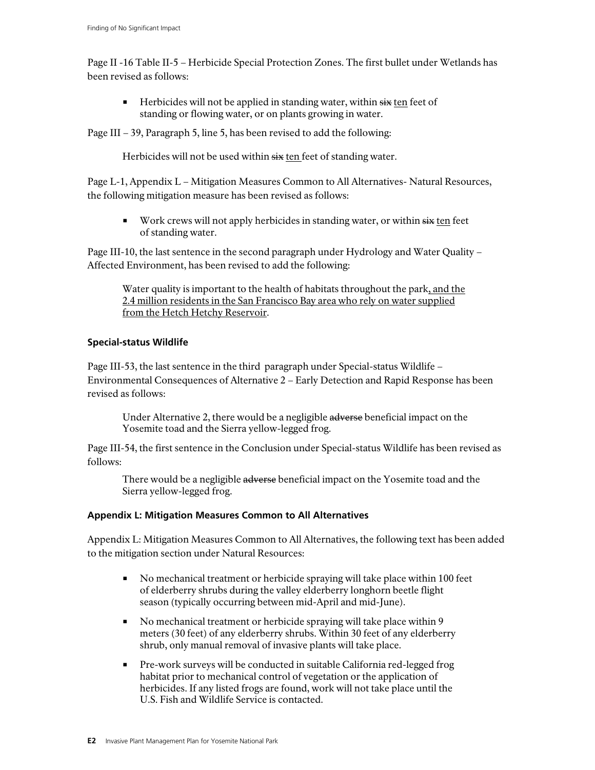Page II -16 Table II-5 – Herbicide Special Protection Zones. The first bullet under Wetlands has been revised as follows:

- Herbicides will not be applied in standing water, within ~~six~~ <u>ten</u> feet of standing or flowing water, or on plants growing in water.

Page III – 39, Paragraph 5, line 5, has been revised to add the following:

> Herbicides will not be used within ~~six~~ <u>ten</u> feet of standing water.

Page L-1, Appendix L – Mitigation Measures Common to All Alternatives- Natural Resources, the following mitigation measure has been revised as follows:

- Work crews will not apply herbicides in standing water, or within ~~six~~ <u>ten</u> feet of standing water.

Page III-10, the last sentence in the second paragraph under Hydrology and Water Quality – Affected Environment, has been revised to add the following:

> Water quality is important to the health of habitats throughout the park<u>, and the 2.4 million residents in the San Francisco Bay area who rely on water supplied from the Hetch Hetchy Reservoir</u>.

#### Special-status Wildlife

Page III-53, the last sentence in the third paragraph under Special-status Wildlife – Environmental Consequences of Alternative 2 – Early Detection and Rapid Response has been revised as follows:

> Under Alternative 2, there would be a negligible ~~adverse~~ beneficial impact on the Yosemite toad and the Sierra yellow-legged frog.

Page III-54, the first sentence in the Conclusion under Special-status Wildlife has been revised as follows:

> There would be a negligible ~~adverse~~ beneficial impact on the Yosemite toad and the Sierra yellow-legged frog.

#### Appendix L: Mitigation Measures Common to All Alternatives

Appendix L: Mitigation Measures Common to All Alternatives, the following text has been added to the mitigation section under Natural Resources:

- No mechanical treatment or herbicide spraying will take place within 100 feet of elderberry shrubs during the valley elderberry longhorn beetle flight season (typically occurring between mid-April and mid-June).
- No mechanical treatment or herbicide spraying will take place within 9 meters (30 feet) of any elderberry shrubs. Within 30 feet of any elderberry shrub, only manual removal of invasive plants will take place.
- Pre-work surveys will be conducted in suitable California red-legged frog habitat prior to mechanical control of vegetation or the application of herbicides. If any listed frogs are found, work will not take place until the U.S. Fish and Wildlife Service is contacted.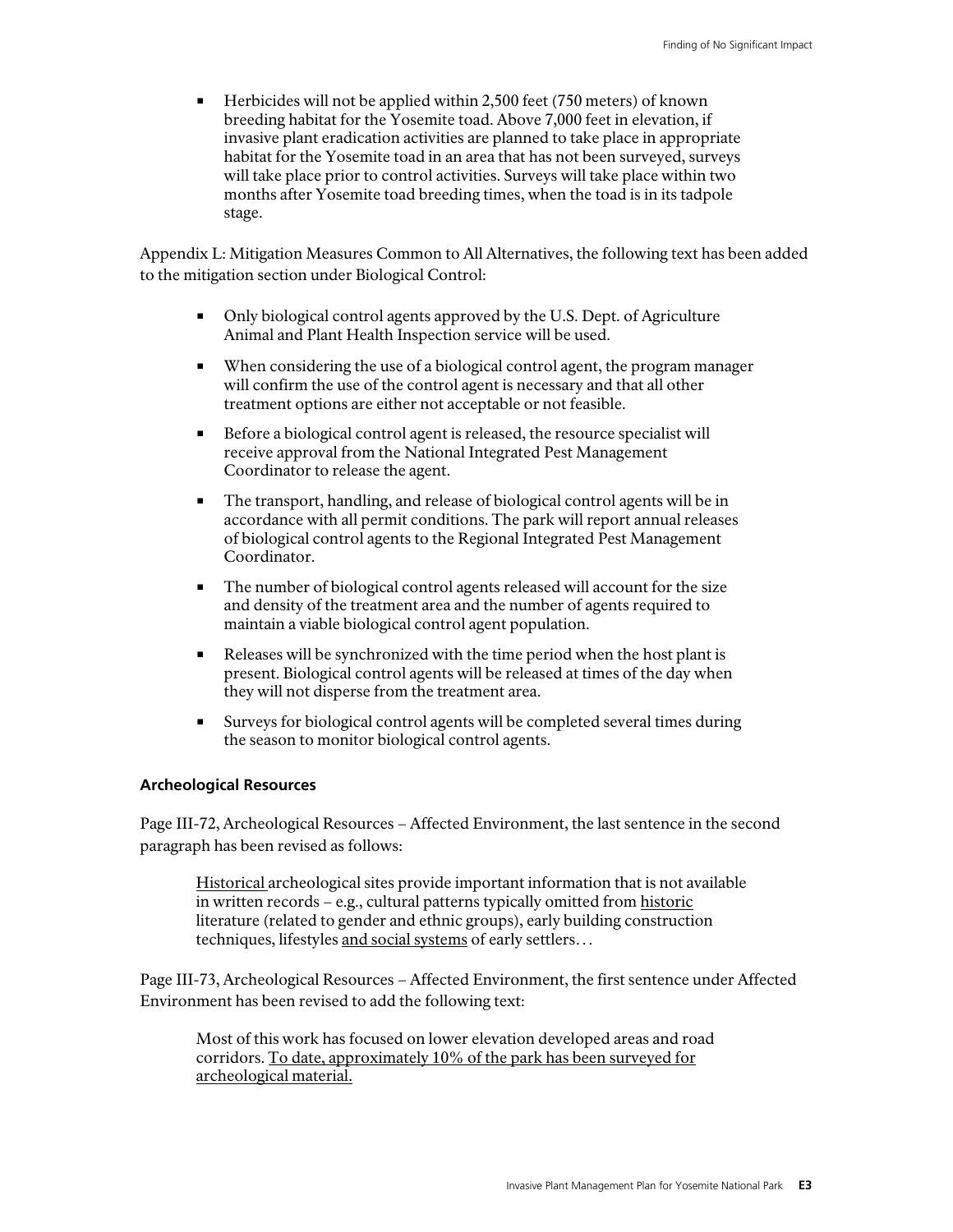- Herbicides will not be applied within 2,500 feet (750 meters) of known breeding habitat for the Yosemite toad. Above 7,000 feet in elevation, if invasive plant eradication activities are planned to take place in appropriate habitat for the Yosemite toad in an area that has not been surveyed, surveys will take place prior to control activities. Surveys will take place within two months after Yosemite toad breeding times, when the toad is in its tadpole stage.

Appendix L: Mitigation Measures Common to All Alternatives, the following text has been added to the mitigation section under Biological Control:

- Only biological control agents approved by the U.S. Dept. of Agriculture Animal and Plant Health Inspection service will be used.
- When considering the use of a biological control agent, the program manager will confirm the use of the control agent is necessary and that all other treatment options are either not acceptable or not feasible.
- Before a biological control agent is released, the resource specialist will receive approval from the National Integrated Pest Management Coordinator to release the agent.
- The transport, handling, and release of biological control agents will be in accordance with all permit conditions. The park will report annual releases of biological control agents to the Regional Integrated Pest Management Coordinator.
- The number of biological control agents released will account for the size and density of the treatment area and the number of agents required to maintain a viable biological control agent population.
- Releases will be synchronized with the time period when the host plant is present. Biological control agents will be released at times of the day when they will not disperse from the treatment area.
- Surveys for biological control agents will be completed several times during the season to monitor biological control agents.

### Archeological Resources

Page III-72, Archeological Resources – Affected Environment, the last sentence in the second paragraph has been revised as follows:

> <u>Historical</u> archeological sites provide important information that is not available in written records – e.g., cultural patterns typically omitted from <u>historic</u> literature (related to gender and ethnic groups), early building construction techniques, lifestyles <u>and social systems</u> of early settlers…

Page III-73, Archeological Resources – Affected Environment, the first sentence under Affected Environment has been revised to add the following text:

> Most of this work has focused on lower elevation developed areas and road corridors. <u>To date, approximately 10% of the park has been surveyed for archeological material.</u>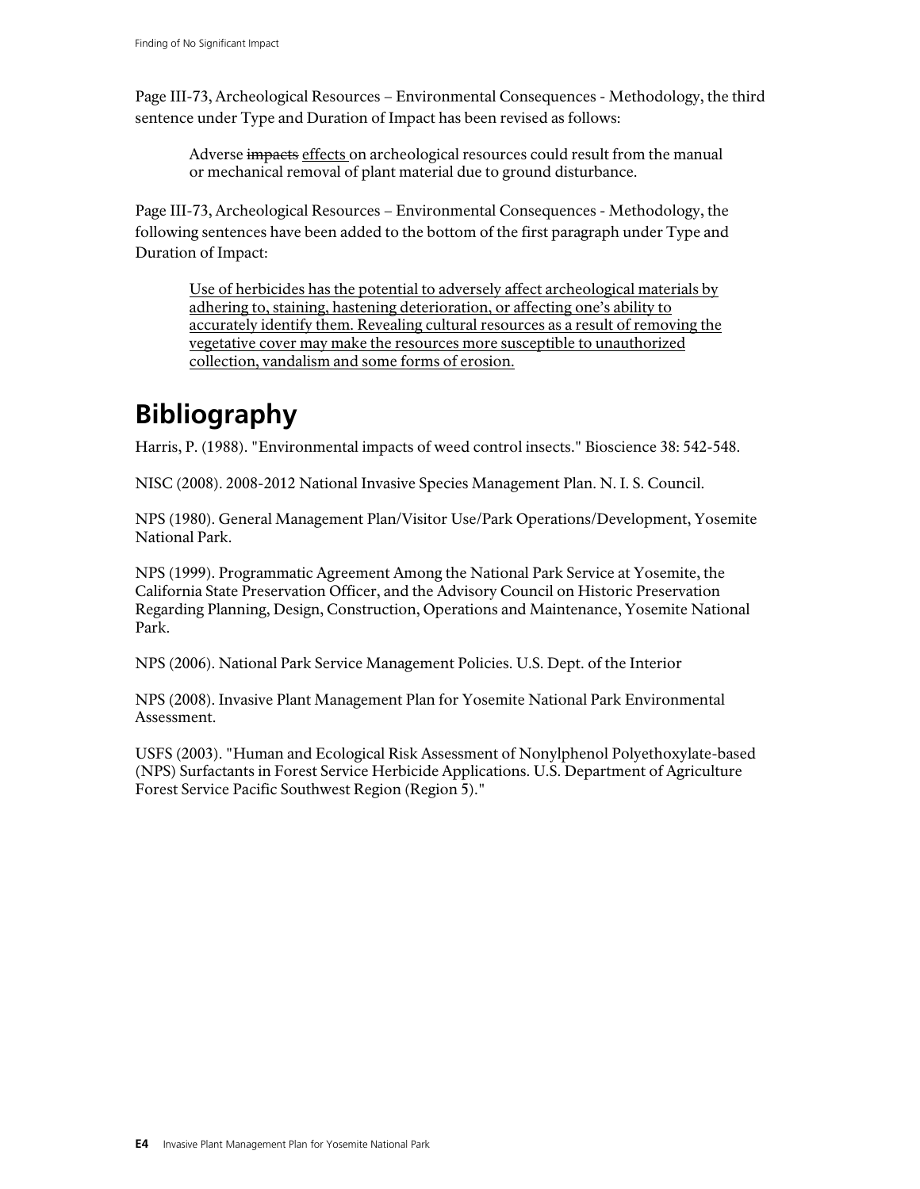Page III-73, Archeological Resources – Environmental Consequences - Methodology, the third sentence under Type and Duration of Impact has been revised as follows:

> Adverse ~~impacts~~ <u>effects</u> on archeological resources could result from the manual or mechanical removal of plant material due to ground disturbance.

Page III-73, Archeological Resources – Environmental Consequences - Methodology, the following sentences have been added to the bottom of the first paragraph under Type and Duration of Impact:

> <u>Use of herbicides has the potential to adversely affect archeological materials by adhering to, staining, hastening deterioration, or affecting one's ability to accurately identify them. Revealing cultural resources as a result of removing the vegetative cover may make the resources more susceptible to unauthorized collection, vandalism and some forms of erosion.</u>

# Bibliography

Harris, P. (1988). "Environmental impacts of weed control insects." Bioscience 38: 542-548.

NISC (2008). 2008-2012 National Invasive Species Management Plan. N. I. S. Council.

NPS (1980). General Management Plan/Visitor Use/Park Operations/Development, Yosemite National Park.

NPS (1999). Programmatic Agreement Among the National Park Service at Yosemite, the California State Preservation Officer, and the Advisory Council on Historic Preservation Regarding Planning, Design, Construction, Operations and Maintenance, Yosemite National Park.

NPS (2006). National Park Service Management Policies. U.S. Dept. of the Interior

NPS (2008). Invasive Plant Management Plan for Yosemite National Park Environmental Assessment.

USFS (2003). "Human and Ecological Risk Assessment of Nonylphenol Polyethoxylate-based (NPS) Surfactants in Forest Service Herbicide Applications. U.S. Department of Agriculture Forest Service Pacific Southwest Region (Region 5)."